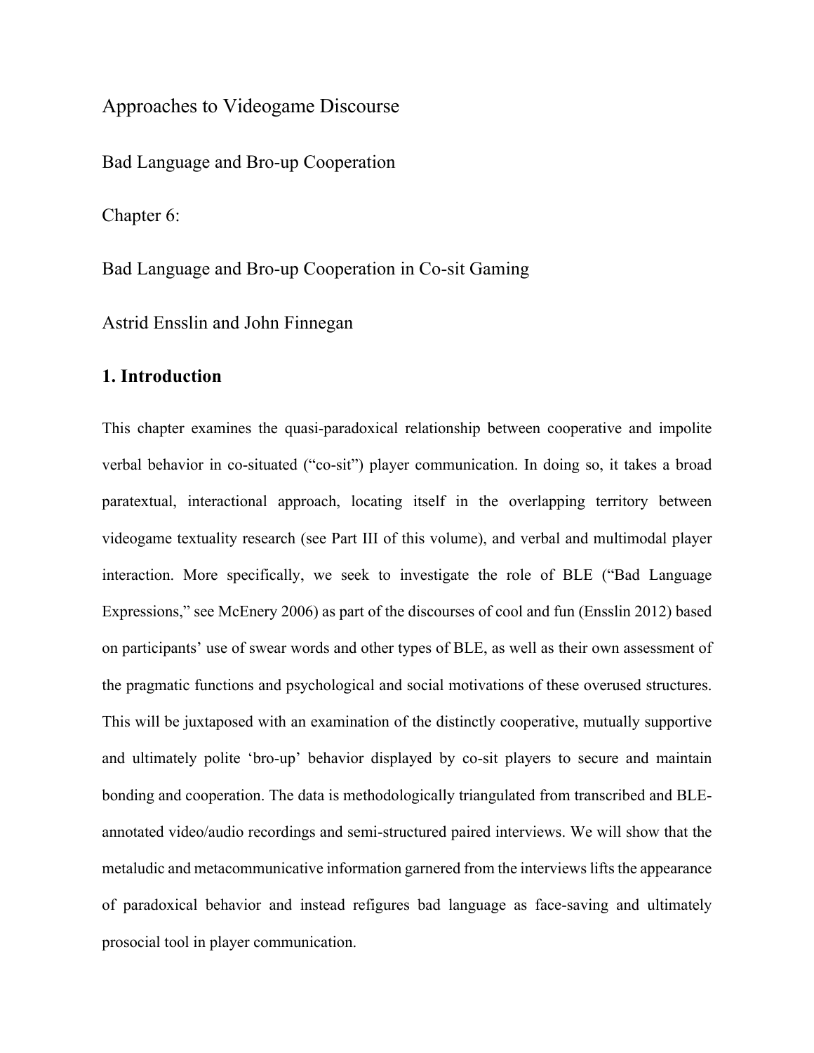Approaches to Videogame Discourse

Bad Language and Bro-up Cooperation

Chapter 6:

Bad Language and Bro-up Cooperation in Co-sit Gaming

Astrid Ensslin and John Finnegan

## 1. Introduction

This chapter examines the quasi-paradoxical relationship between cooperative and impolite verbal behavior in co-situated ("co-sit") player communication. In doing so, it takes a broad paratextual, interactional approach, locating itself in the overlapping territory between videogame textuality research (see Part III of this volume), and verbal and multimodal player interaction. More specifically, we seek to investigate the role of BLE ("Bad Language Expressions," see McEnery 2006) as part of the discourses of cool and fun (Ensslin 2012) based on participants' use of swear words and other types of BLE, as well as their own assessment of the pragmatic functions and psychological and social motivations of these overused structures. This will be juxtaposed with an examination of the distinctly cooperative, mutually supportive and ultimately polite 'bro-up' behavior displayed by co-sit players to secure and maintain bonding and cooperation. The data is methodologically triangulated from transcribed and BLE-annotated video/audio recordings and semi-structured paired interviews. We will show that the metaludic and metacommunicative information garnered from the interviews lifts the appearance of paradoxical behavior and instead refigures bad language as face-saving and ultimately prosocial tool in player communication.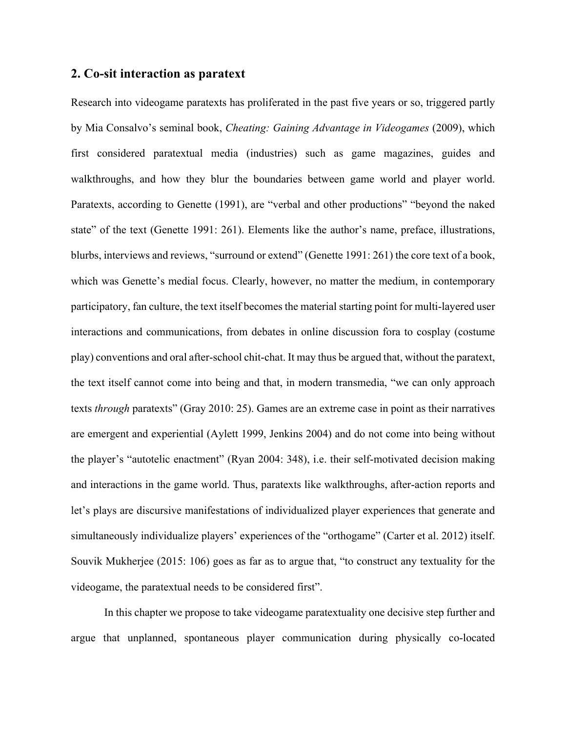## 2. Co-sit interaction as paratext

Research into videogame paratexts has proliferated in the past five years or so, triggered partly by Mia Consalvo's seminal book, *Cheating: Gaining Advantage in Videogames* (2009), which first considered paratextual media (industries) such as game magazines, guides and walkthroughs, and how they blur the boundaries between game world and player world. Paratexts, according to Genette (1991), are "verbal and other productions" "beyond the naked state" of the text (Genette 1991: 261). Elements like the author's name, preface, illustrations, blurbs, interviews and reviews, "surround or extend" (Genette 1991: 261) the core text of a book, which was Genette's medial focus. Clearly, however, no matter the medium, in contemporary participatory, fan culture, the text itself becomes the material starting point for multi-layered user interactions and communications, from debates in online discussion fora to cosplay (costume play) conventions and oral after-school chit-chat. It may thus be argued that, without the paratext, the text itself cannot come into being and that, in modern transmedia, "we can only approach texts *through* paratexts" (Gray 2010: 25). Games are an extreme case in point as their narratives are emergent and experiential (Aylett 1999, Jenkins 2004) and do not come into being without the player's "autotelic enactment" (Ryan 2004: 348), i.e. their self-motivated decision making and interactions in the game world. Thus, paratexts like walkthroughs, after-action reports and let's plays are discursive manifestations of individualized player experiences that generate and simultaneously individualize players' experiences of the "orthogame" (Carter et al. 2012) itself. Souvik Mukherjee (2015: 106) goes as far as to argue that, "to construct any textuality for the videogame, the paratextual needs to be considered first".

In this chapter we propose to take videogame paratextuality one decisive step further and argue that unplanned, spontaneous player communication during physically co-located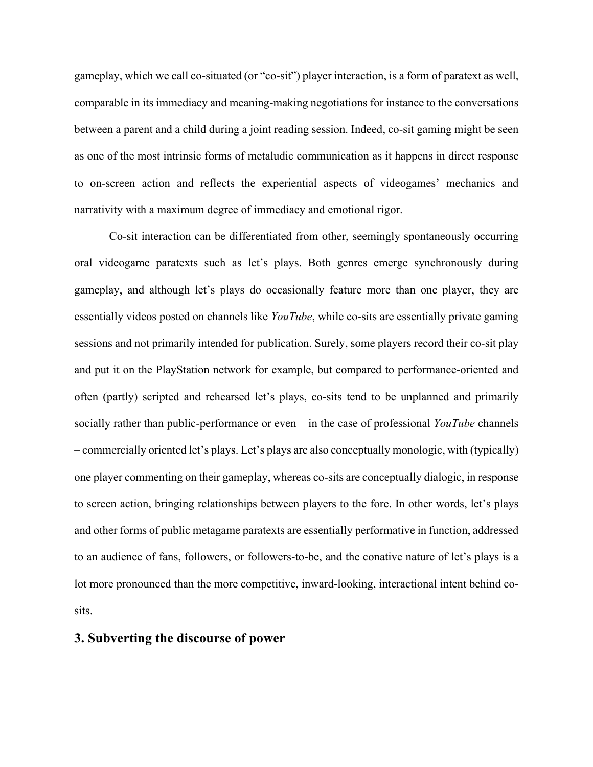gameplay, which we call co-situated (or "co-sit") player interaction, is a form of paratext as well, comparable in its immediacy and meaning-making negotiations for instance to the conversations between a parent and a child during a joint reading session. Indeed, co-sit gaming might be seen as one of the most intrinsic forms of metaludic communication as it happens in direct response to on-screen action and reflects the experiential aspects of videogames' mechanics and narrativity with a maximum degree of immediacy and emotional rigor.

Co-sit interaction can be differentiated from other, seemingly spontaneously occurring oral videogame paratexts such as let's plays. Both genres emerge synchronously during gameplay, and although let's plays do occasionally feature more than one player, they are essentially videos posted on channels like *YouTube*, while co-sits are essentially private gaming sessions and not primarily intended for publication. Surely, some players record their co-sit play and put it on the PlayStation network for example, but compared to performance-oriented and often (partly) scripted and rehearsed let's plays, co-sits tend to be unplanned and primarily socially rather than public-performance or even – in the case of professional *YouTube* channels – commercially oriented let's plays. Let's plays are also conceptually monologic, with (typically) one player commenting on their gameplay, whereas co-sits are conceptually dialogic, in response to screen action, bringing relationships between players to the fore. In other words, let's plays and other forms of public metagame paratexts are essentially performative in function, addressed to an audience of fans, followers, or followers-to-be, and the conative nature of let's plays is a lot more pronounced than the more competitive, inward-looking, interactional intent behind co-sits.

## 3. Subverting the discourse of power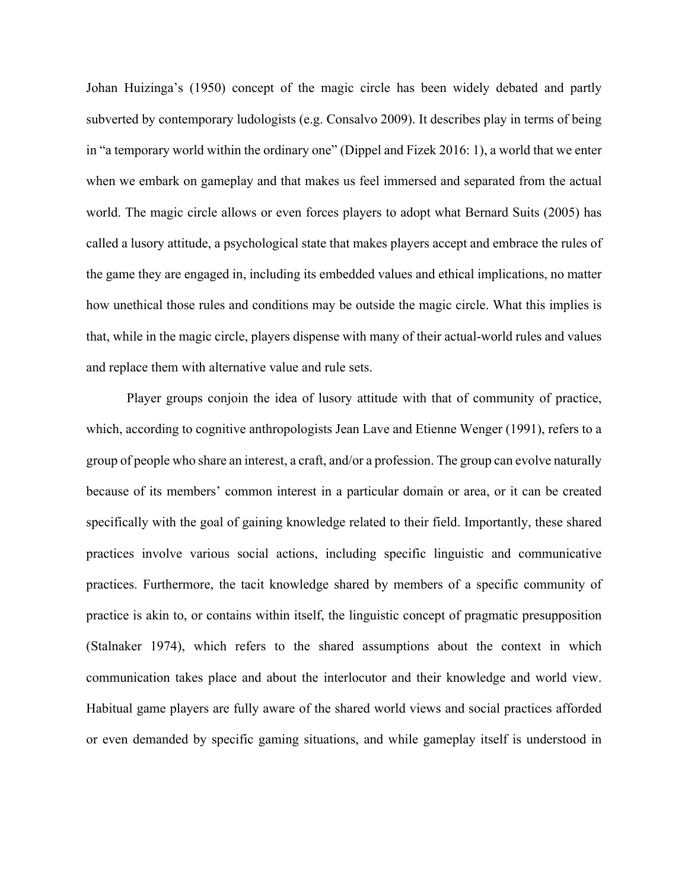Johan Huizinga's (1950) concept of the magic circle has been widely debated and partly subverted by contemporary ludologists (e.g. Consalvo 2009). It describes play in terms of being in "a temporary world within the ordinary one" (Dippel and Fizek 2016: 1), a world that we enter when we embark on gameplay and that makes us feel immersed and separated from the actual world. The magic circle allows or even forces players to adopt what Bernard Suits (2005) has called a lusory attitude, a psychological state that makes players accept and embrace the rules of the game they are engaged in, including its embedded values and ethical implications, no matter how unethical those rules and conditions may be outside the magic circle. What this implies is that, while in the magic circle, players dispense with many of their actual-world rules and values and replace them with alternative value and rule sets.

Player groups conjoin the idea of lusory attitude with that of community of practice, which, according to cognitive anthropologists Jean Lave and Etienne Wenger (1991), refers to a group of people who share an interest, a craft, and/or a profession. The group can evolve naturally because of its members' common interest in a particular domain or area, or it can be created specifically with the goal of gaining knowledge related to their field. Importantly, these shared practices involve various social actions, including specific linguistic and communicative practices. Furthermore, the tacit knowledge shared by members of a specific community of practice is akin to, or contains within itself, the linguistic concept of pragmatic presupposition (Stalnaker 1974), which refers to the shared assumptions about the context in which communication takes place and about the interlocutor and their knowledge and world view. Habitual game players are fully aware of the shared world views and social practices afforded or even demanded by specific gaming situations, and while gameplay itself is understood in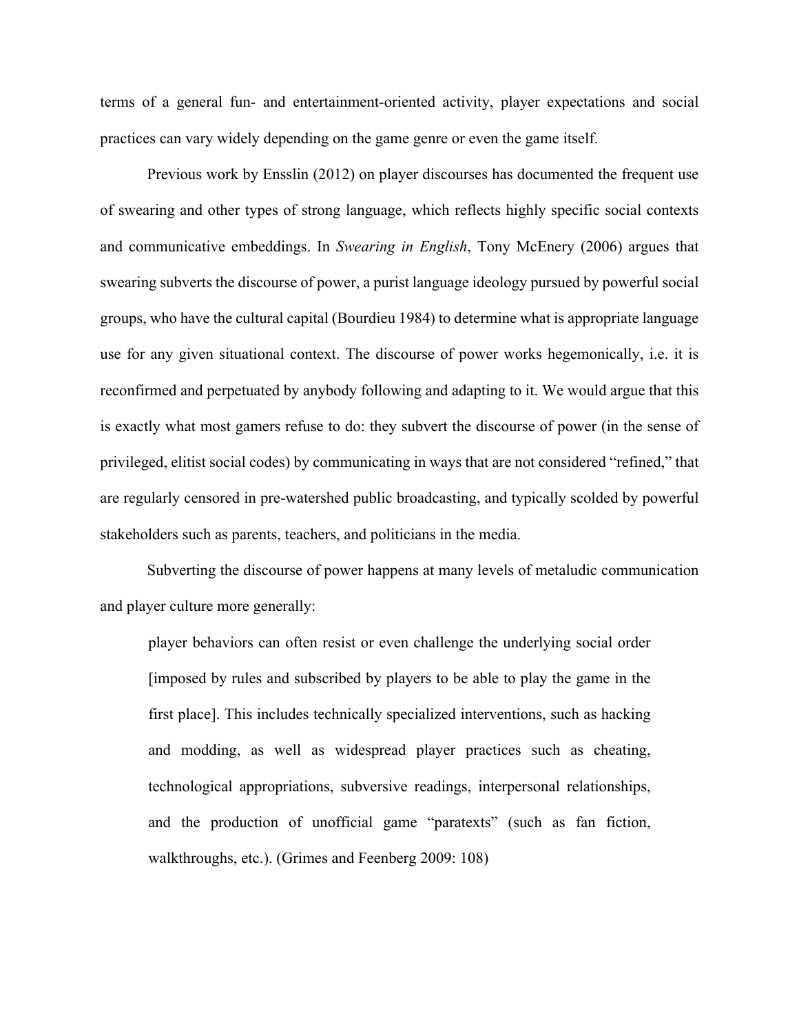terms of a general fun- and entertainment-oriented activity, player expectations and social practices can vary widely depending on the game genre or even the game itself.

Previous work by Ensslin (2012) on player discourses has documented the frequent use of swearing and other types of strong language, which reflects highly specific social contexts and communicative embeddings. In *Swearing in English*, Tony McEnery (2006) argues that swearing subverts the discourse of power, a purist language ideology pursued by powerful social groups, who have the cultural capital (Bourdieu 1984) to determine what is appropriate language use for any given situational context. The discourse of power works hegemonically, i.e. it is reconfirmed and perpetuated by anybody following and adapting to it. We would argue that this is exactly what most gamers refuse to do: they subvert the discourse of power (in the sense of privileged, elitist social codes) by communicating in ways that are not considered "refined," that are regularly censored in pre-watershed public broadcasting, and typically scolded by powerful stakeholders such as parents, teachers, and politicians in the media.

Subverting the discourse of power happens at many levels of metaludic communication and player culture more generally:

> player behaviors can often resist or even challenge the underlying social order [imposed by rules and subscribed by players to be able to play the game in the first place]. This includes technically specialized interventions, such as hacking and modding, as well as widespread player practices such as cheating, technological appropriations, subversive readings, interpersonal relationships, and the production of unofficial game "paratexts" (such as fan fiction, walkthroughs, etc.). (Grimes and Feenberg 2009: 108)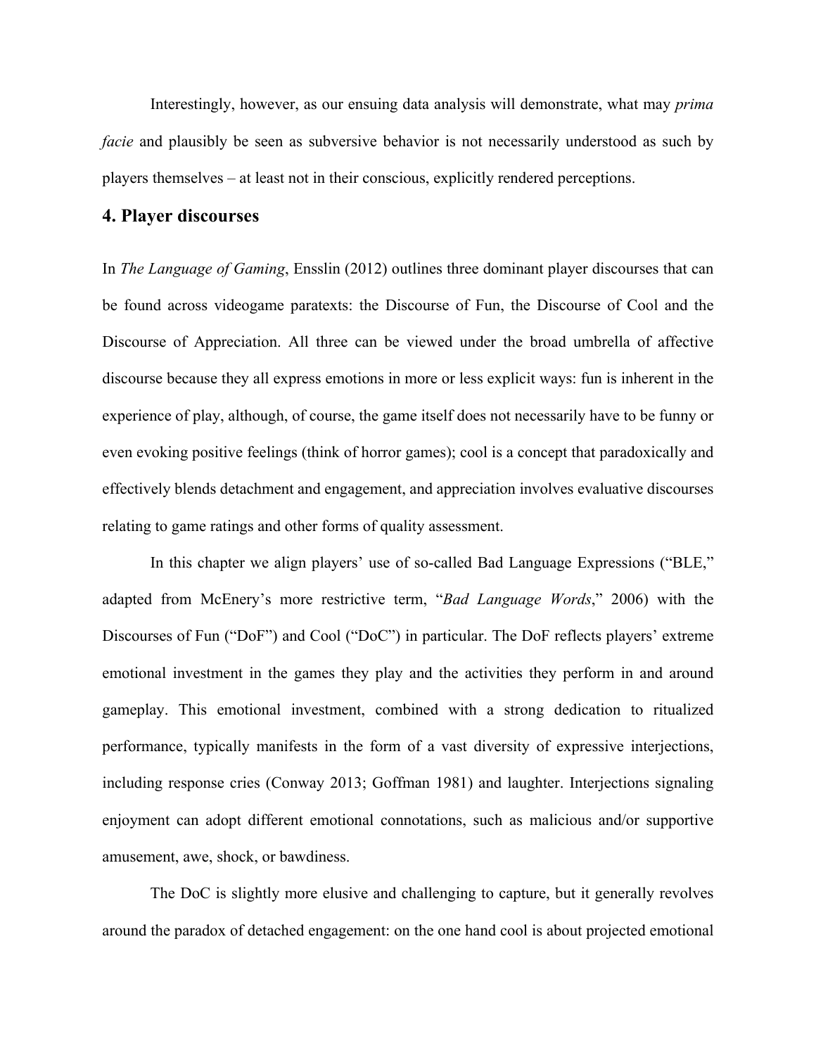Interestingly, however, as our ensuing data analysis will demonstrate, what may *prima facie* and plausibly be seen as subversive behavior is not necessarily understood as such by players themselves – at least not in their conscious, explicitly rendered perceptions.

## 4. Player discourses

In *The Language of Gaming*, Ensslin (2012) outlines three dominant player discourses that can be found across videogame paratexts: the Discourse of Fun, the Discourse of Cool and the Discourse of Appreciation. All three can be viewed under the broad umbrella of affective discourse because they all express emotions in more or less explicit ways: fun is inherent in the experience of play, although, of course, the game itself does not necessarily have to be funny or even evoking positive feelings (think of horror games); cool is a concept that paradoxically and effectively blends detachment and engagement, and appreciation involves evaluative discourses relating to game ratings and other forms of quality assessment.

In this chapter we align players' use of so-called Bad Language Expressions ("BLE," adapted from McEnery's more restrictive term, "*Bad Language Words*," 2006) with the Discourses of Fun ("DoF") and Cool ("DoC") in particular. The DoF reflects players' extreme emotional investment in the games they play and the activities they perform in and around gameplay. This emotional investment, combined with a strong dedication to ritualized performance, typically manifests in the form of a vast diversity of expressive interjections, including response cries (Conway 2013; Goffman 1981) and laughter. Interjections signaling enjoyment can adopt different emotional connotations, such as malicious and/or supportive amusement, awe, shock, or bawdiness.

The DoC is slightly more elusive and challenging to capture, but it generally revolves around the paradox of detached engagement: on the one hand cool is about projected emotional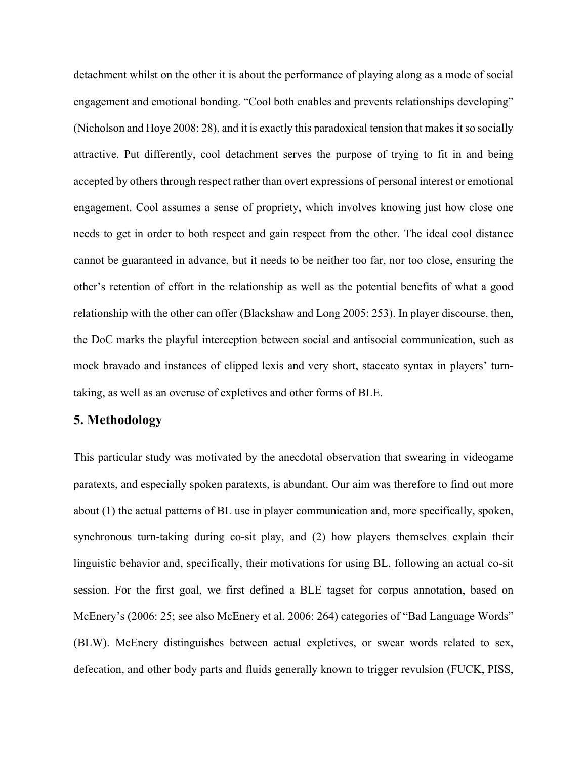detachment whilst on the other it is about the performance of playing along as a mode of social engagement and emotional bonding. "Cool both enables and prevents relationships developing" (Nicholson and Hoye 2008: 28), and it is exactly this paradoxical tension that makes it so socially attractive. Put differently, cool detachment serves the purpose of trying to fit in and being accepted by others through respect rather than overt expressions of personal interest or emotional engagement. Cool assumes a sense of propriety, which involves knowing just how close one needs to get in order to both respect and gain respect from the other. The ideal cool distance cannot be guaranteed in advance, but it needs to be neither too far, nor too close, ensuring the other's retention of effort in the relationship as well as the potential benefits of what a good relationship with the other can offer (Blackshaw and Long 2005: 253). In player discourse, then, the DoC marks the playful interception between social and antisocial communication, such as mock bravado and instances of clipped lexis and very short, staccato syntax in players' turn-taking, as well as an overuse of expletives and other forms of BLE.

## 5. Methodology

This particular study was motivated by the anecdotal observation that swearing in videogame paratexts, and especially spoken paratexts, is abundant. Our aim was therefore to find out more about (1) the actual patterns of BL use in player communication and, more specifically, spoken, synchronous turn-taking during co-sit play, and (2) how players themselves explain their linguistic behavior and, specifically, their motivations for using BL, following an actual co-sit session. For the first goal, we first defined a BLE tagset for corpus annotation, based on McEnery's (2006: 25; see also McEnery et al. 2006: 264) categories of "Bad Language Words" (BLW). McEnery distinguishes between actual expletives, or swear words related to sex, defecation, and other body parts and fluids generally known to trigger revulsion (FUCK, PISS,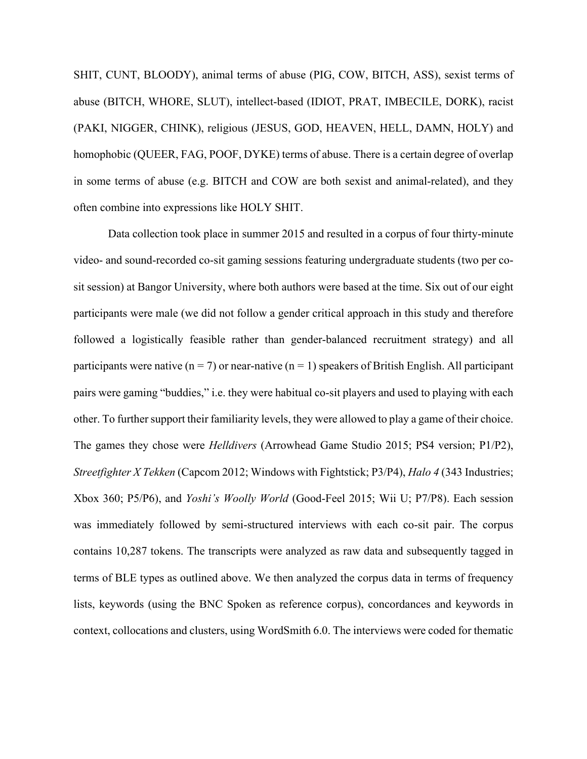SHIT, CUNT, BLOODY), animal terms of abuse (PIG, COW, BITCH, ASS), sexist terms of abuse (BITCH, WHORE, SLUT), intellect-based (IDIOT, PRAT, IMBECILE, DORK), racist (PAKI, NIGGER, CHINK), religious (JESUS, GOD, HEAVEN, HELL, DAMN, HOLY) and homophobic (QUEER, FAG, POOF, DYKE) terms of abuse. There is a certain degree of overlap in some terms of abuse (e.g. BITCH and COW are both sexist and animal-related), and they often combine into expressions like HOLY SHIT.

Data collection took place in summer 2015 and resulted in a corpus of four thirty-minute video- and sound-recorded co-sit gaming sessions featuring undergraduate students (two per co-sit session) at Bangor University, where both authors were based at the time. Six out of our eight participants were male (we did not follow a gender critical approach in this study and therefore followed a logistically feasible rather than gender-balanced recruitment strategy) and all participants were native (n = 7) or near-native (n = 1) speakers of British English. All participant pairs were gaming "buddies," i.e. they were habitual co-sit players and used to playing with each other. To further support their familiarity levels, they were allowed to play a game of their choice. The games they chose were *Helldivers* (Arrowhead Game Studio 2015; PS4 version; P1/P2), *Streetfighter X Tekken* (Capcom 2012; Windows with Fightstick; P3/P4), *Halo 4* (343 Industries; Xbox 360; P5/P6), and *Yoshi's Woolly World* (Good-Feel 2015; Wii U; P7/P8). Each session was immediately followed by semi-structured interviews with each co-sit pair. The corpus contains 10,287 tokens. The transcripts were analyzed as raw data and subsequently tagged in terms of BLE types as outlined above. We then analyzed the corpus data in terms of frequency lists, keywords (using the BNC Spoken as reference corpus), concordances and keywords in context, collocations and clusters, using WordSmith 6.0. The interviews were coded for thematic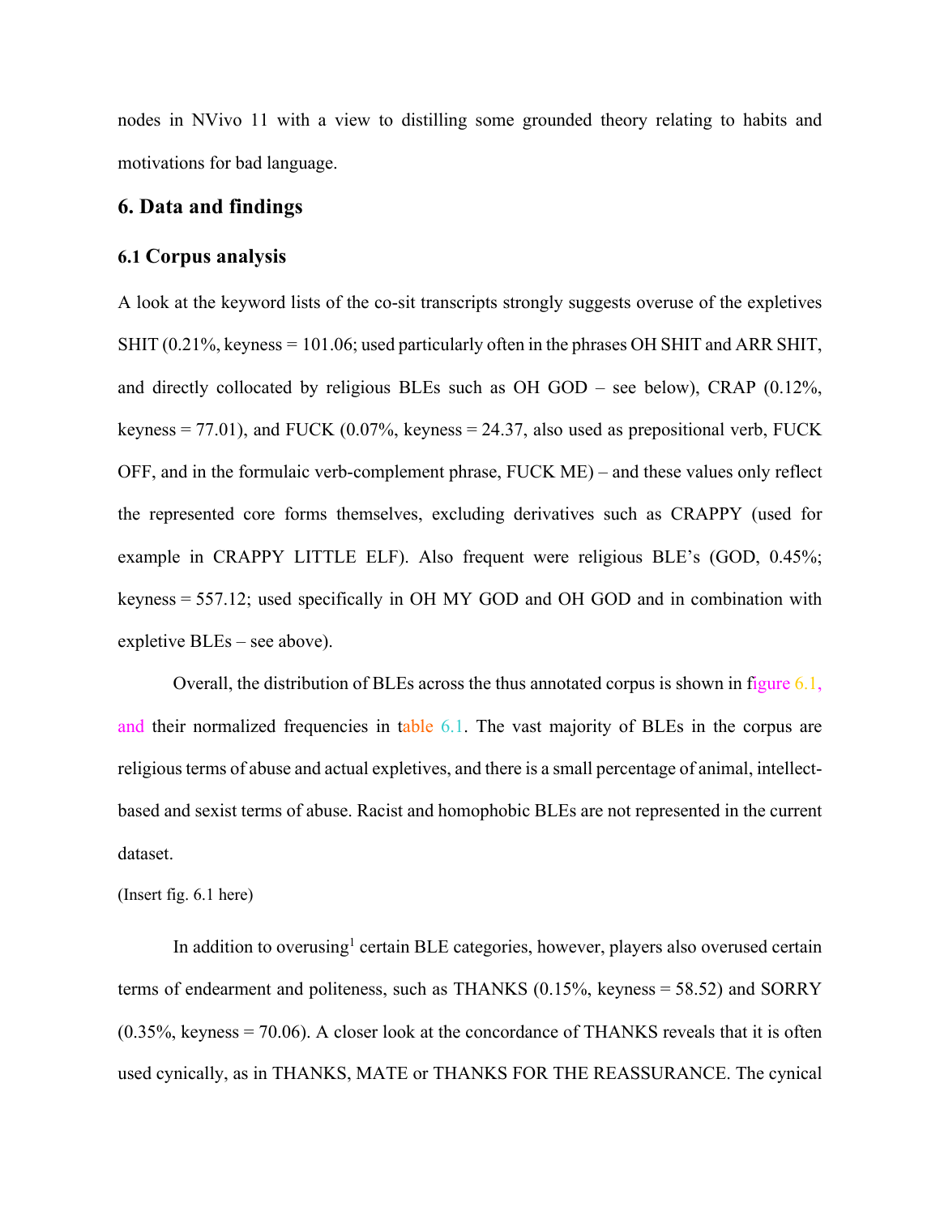nodes in NVivo 11 with a view to distilling some grounded theory relating to habits and motivations for bad language.

## 6. Data and findings

### 6.1 Corpus analysis

A look at the keyword lists of the co-sit transcripts strongly suggests overuse of the expletives SHIT (0.21%, keyness = 101.06; used particularly often in the phrases OH SHIT and ARR SHIT, and directly collocated by religious BLEs such as OH GOD – see below), CRAP (0.12%, keyness = 77.01), and FUCK (0.07%, keyness = 24.37, also used as prepositional verb, FUCK OFF, and in the formulaic verb-complement phrase, FUCK ME) – and these values only reflect the represented core forms themselves, excluding derivatives such as CRAPPY (used for example in CRAPPY LITTLE ELF). Also frequent were religious BLE's (GOD, 0.45%; keyness = 557.12; used specifically in OH MY GOD and OH GOD and in combination with expletive BLEs – see above).

Overall, the distribution of BLEs across the thus annotated corpus is shown in figure 6.1, and their normalized frequencies in table 6.1. The vast majority of BLEs in the corpus are religious terms of abuse and actual expletives, and there is a small percentage of animal, intellect-based and sexist terms of abuse. Racist and homophobic BLEs are not represented in the current dataset.

(Insert fig. 6.1 here)

In addition to overusing[1] certain BLE categories, however, players also overused certain terms of endearment and politeness, such as THANKS (0.15%, keyness = 58.52) and SORRY (0.35%, keyness = 70.06). A closer look at the concordance of THANKS reveals that it is often used cynically, as in THANKS, MATE or THANKS FOR THE REASSURANCE. The cynical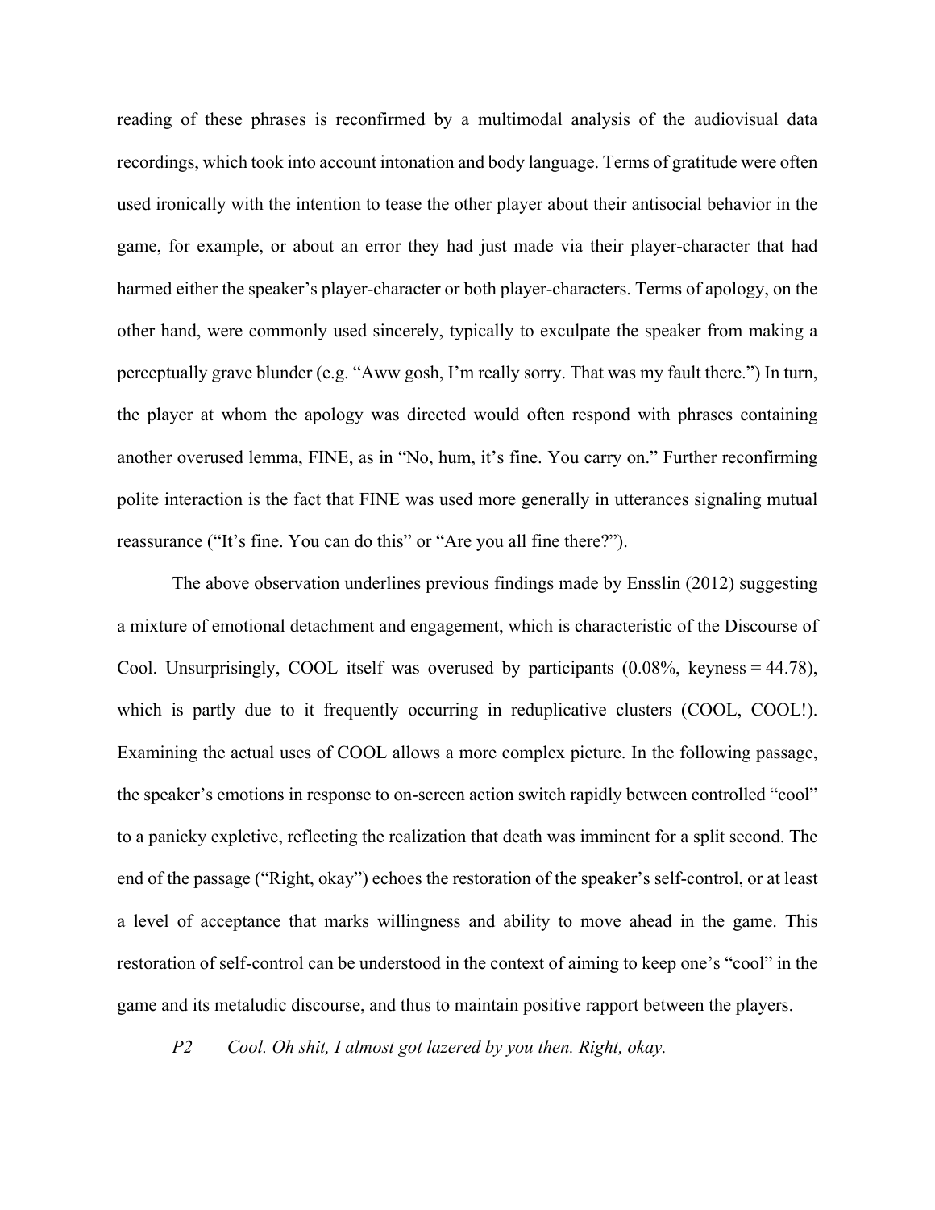reading of these phrases is reconfirmed by a multimodal analysis of the audiovisual data recordings, which took into account intonation and body language. Terms of gratitude were often used ironically with the intention to tease the other player about their antisocial behavior in the game, for example, or about an error they had just made via their player-character that had harmed either the speaker's player-character or both player-characters. Terms of apology, on the other hand, were commonly used sincerely, typically to exculpate the speaker from making a perceptually grave blunder (e.g. "Aww gosh, I'm really sorry. That was my fault there.") In turn, the player at whom the apology was directed would often respond with phrases containing another overused lemma, FINE, as in "No, hum, it's fine. You carry on." Further reconfirming polite interaction is the fact that FINE was used more generally in utterances signaling mutual reassurance ("It's fine. You can do this" or "Are you all fine there?").

The above observation underlines previous findings made by Ensslin (2012) suggesting a mixture of emotional detachment and engagement, which is characteristic of the Discourse of Cool. Unsurprisingly, COOL itself was overused by participants (0.08%, keyness = 44.78), which is partly due to it frequently occurring in reduplicative clusters (COOL, COOL!). Examining the actual uses of COOL allows a more complex picture. In the following passage, the speaker's emotions in response to on-screen action switch rapidly between controlled "cool" to a panicky expletive, reflecting the realization that death was imminent for a split second. The end of the passage ("Right, okay") echoes the restoration of the speaker's self-control, or at least a level of acceptance that marks willingness and ability to move ahead in the game. This restoration of self-control can be understood in the context of aiming to keep one's "cool" in the game and its metaludic discourse, and thus to maintain positive rapport between the players.

*P2* *Cool. Oh shit, I almost got lazered by you then. Right, okay.*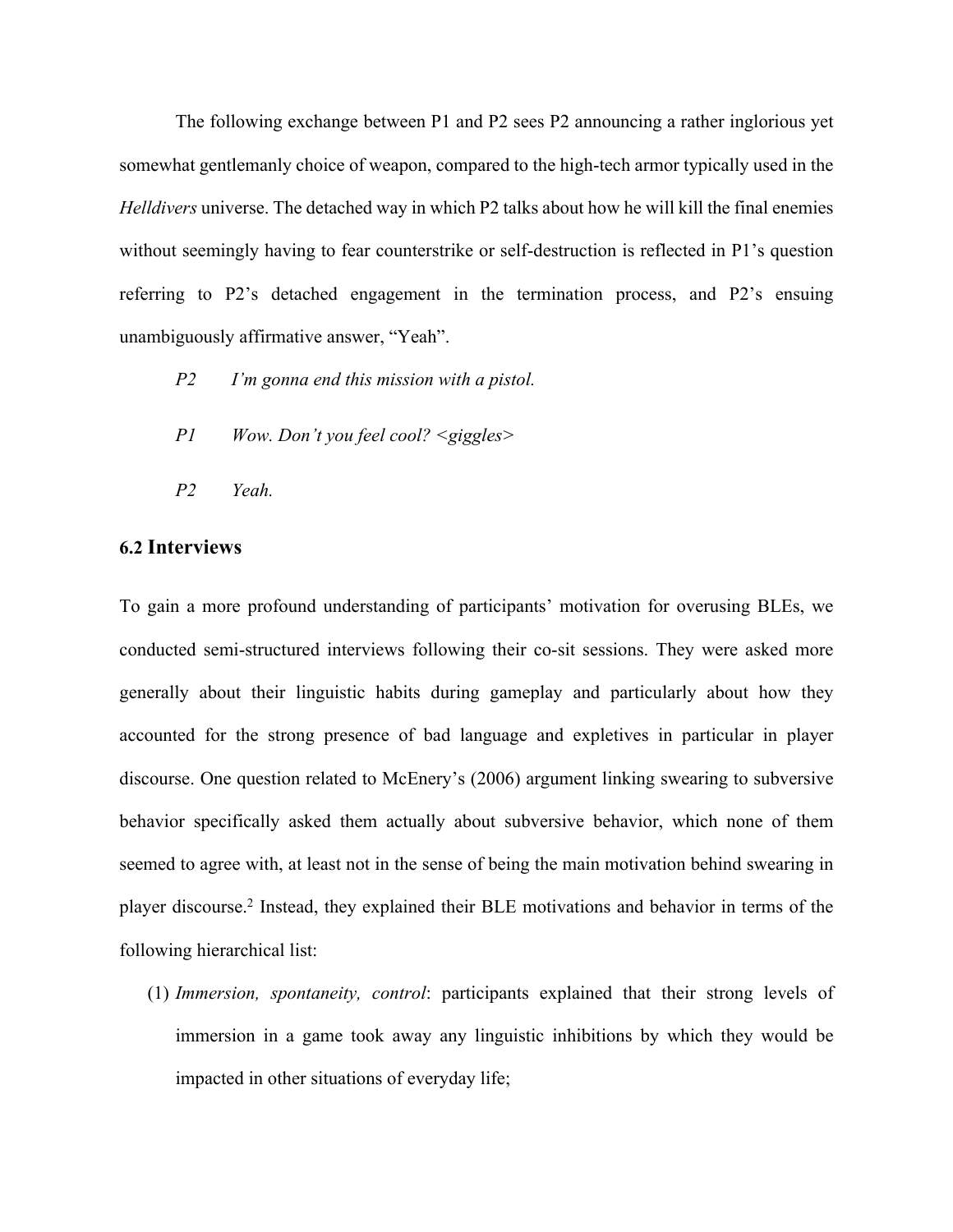The following exchange between P1 and P2 sees P2 announcing a rather inglorious yet somewhat gentlemanly choice of weapon, compared to the high-tech armor typically used in the *Helldivers* universe. The detached way in which P2 talks about how he will kill the final enemies without seemingly having to fear counterstrike or self-destruction is reflected in P1's question referring to P2's detached engagement in the termination process, and P2's ensuing unambiguously affirmative answer, "Yeah".

*P2* *I'm gonna end this mission with a pistol.*

*P1* *Wow. Don't you feel cool? <giggles>*

*P2* *Yeah.*

## 6.2 Interviews

To gain a more profound understanding of participants' motivation for overusing BLEs, we conducted semi-structured interviews following their co-sit sessions. They were asked more generally about their linguistic habits during gameplay and particularly about how they accounted for the strong presence of bad language and expletives in particular in player discourse. One question related to McEnery's (2006) argument linking swearing to subversive behavior specifically asked them actually about subversive behavior, which none of them seemed to agree with, at least not in the sense of being the main motivation behind swearing in player discourse.[2] Instead, they explained their BLE motivations and behavior in terms of the following hierarchical list:

(1) *Immersion, spontaneity, control*: participants explained that their strong levels of immersion in a game took away any linguistic inhibitions by which they would be impacted in other situations of everyday life;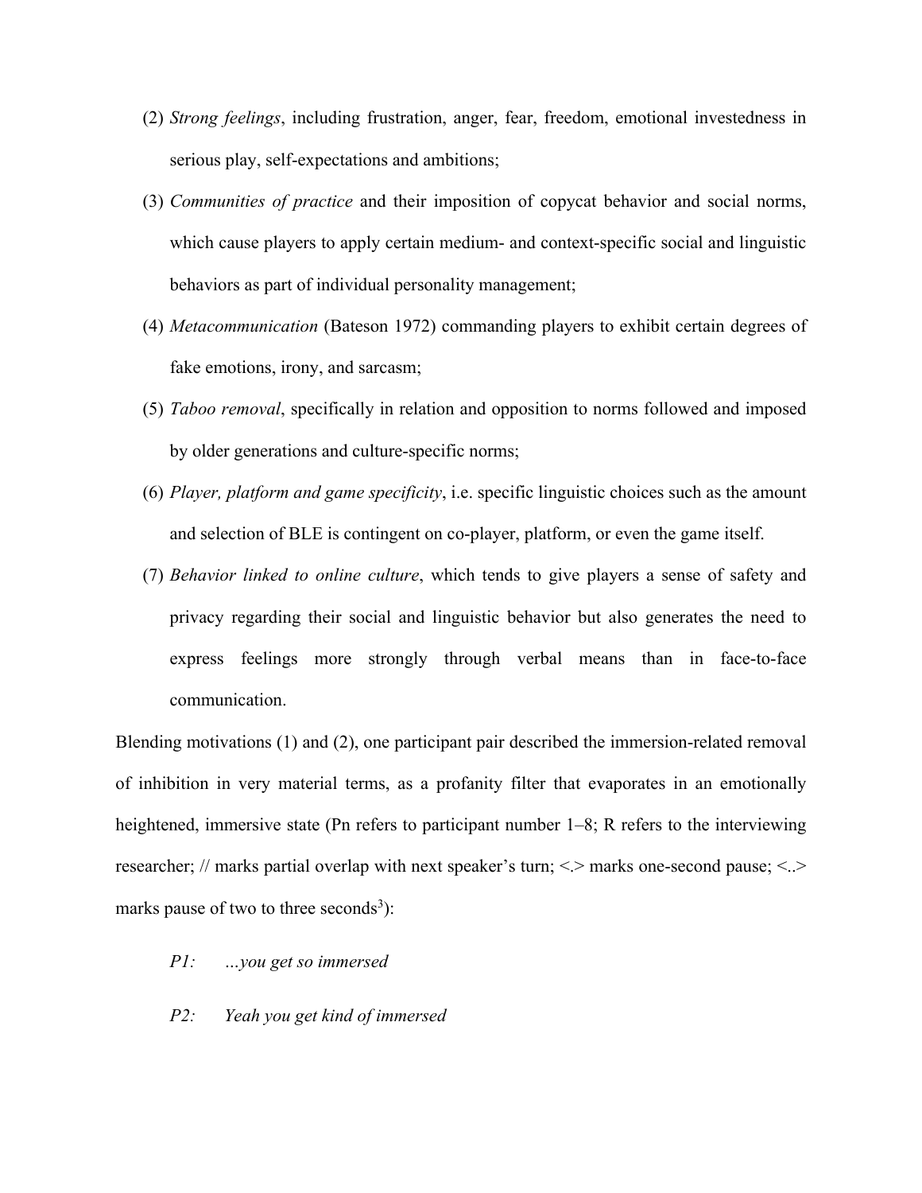(2) *Strong feelings*, including frustration, anger, fear, freedom, emotional investedness in serious play, self-expectations and ambitions;

(3) *Communities of practice* and their imposition of copycat behavior and social norms, which cause players to apply certain medium- and context-specific social and linguistic behaviors as part of individual personality management;

(4) *Metacommunication* (Bateson 1972) commanding players to exhibit certain degrees of fake emotions, irony, and sarcasm;

(5) *Taboo removal*, specifically in relation and opposition to norms followed and imposed by older generations and culture-specific norms;

(6) *Player, platform and game specificity*, i.e. specific linguistic choices such as the amount and selection of BLE is contingent on co-player, platform, or even the game itself.

(7) *Behavior linked to online culture*, which tends to give players a sense of safety and privacy regarding their social and linguistic behavior but also generates the need to express feelings more strongly through verbal means than in face-to-face communication.

Blending motivations (1) and (2), one participant pair described the immersion-related removal of inhibition in very material terms, as a profanity filter that evaporates in an emotionally heightened, immersive state (Pn refers to participant number 1–8; R refers to the interviewing researcher; // marks partial overlap with next speaker's turn; <.> marks one-second pause; <..> marks pause of two to three seconds[3]):

*P1: …you get so immersed*

*P2: Yeah you get kind of immersed*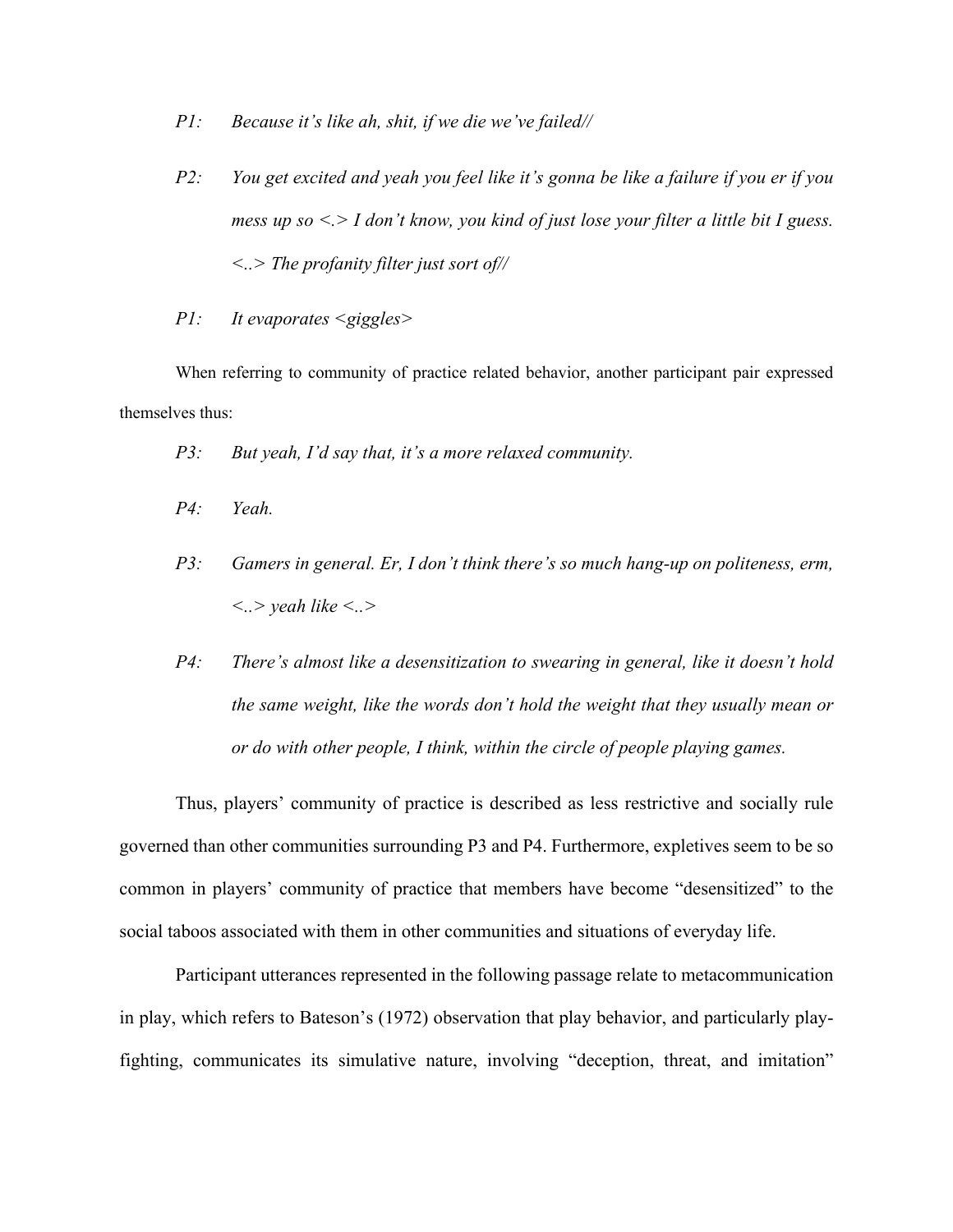*P1:* *Because it's like ah, shit, if we die we've failed//*

*P2:* *You get excited and yeah you feel like it's gonna be like a failure if you er if you mess up so <.> I don't know, you kind of just lose your filter a little bit I guess. <..> The profanity filter just sort of//*

*P1:* *It evaporates <giggles>*

When referring to community of practice related behavior, another participant pair expressed themselves thus:

*P3:* *But yeah, I'd say that, it's a more relaxed community.*

*P4:* *Yeah.*

*P3:* *Gamers in general. Er, I don't think there's so much hang-up on politeness, erm, <..> yeah like <..>*

*P4:* *There's almost like a desensitization to swearing in general, like it doesn't hold the same weight, like the words don't hold the weight that they usually mean or or do with other people, I think, within the circle of people playing games.*

Thus, players' community of practice is described as less restrictive and socially rule governed than other communities surrounding P3 and P4. Furthermore, expletives seem to be so common in players' community of practice that members have become "desensitized" to the social taboos associated with them in other communities and situations of everyday life.

Participant utterances represented in the following passage relate to metacommunication in play, which refers to Bateson's (1972) observation that play behavior, and particularly play-fighting, communicates its simulative nature, involving "deception, threat, and imitation"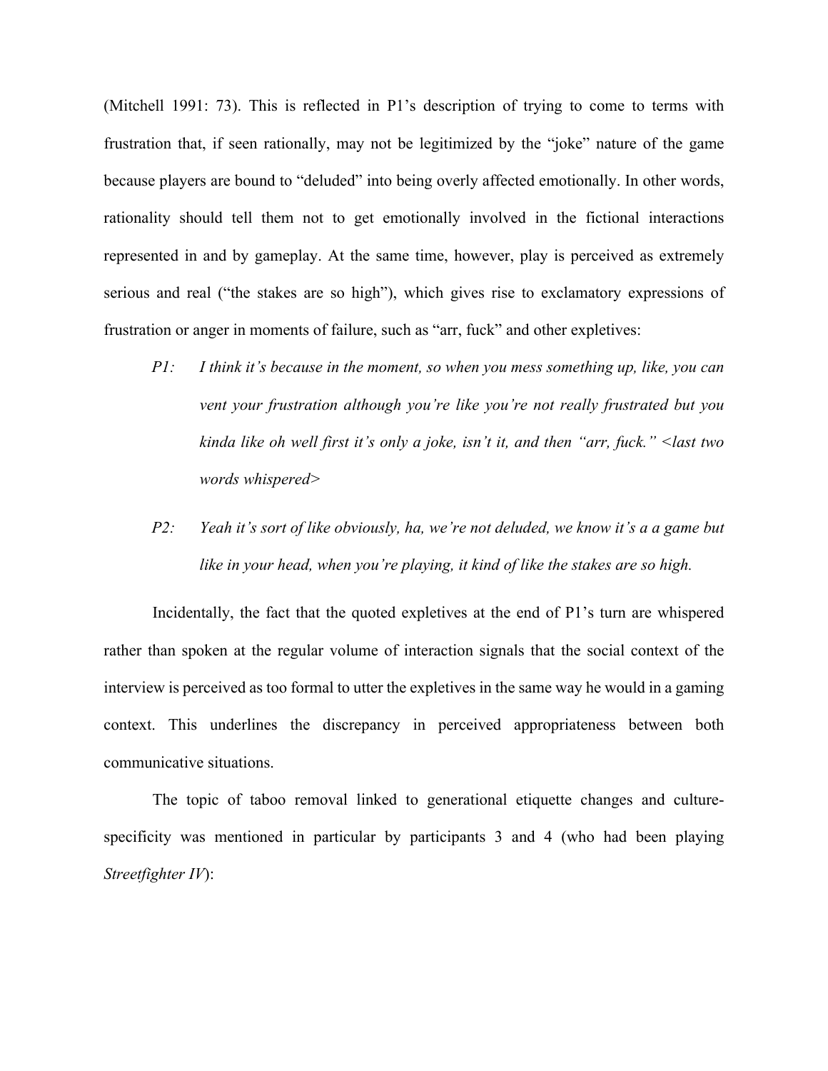(Mitchell 1991: 73). This is reflected in P1's description of trying to come to terms with frustration that, if seen rationally, may not be legitimized by the "joke" nature of the game because players are bound to "deluded" into being overly affected emotionally. In other words, rationality should tell them not to get emotionally involved in the fictional interactions represented in and by gameplay. At the same time, however, play is perceived as extremely serious and real ("the stakes are so high"), which gives rise to exclamatory expressions of frustration or anger in moments of failure, such as "arr, fuck" and other expletives:

> *P1: I think it's because in the moment, so when you mess something up, like, you can vent your frustration although you're like you're not really frustrated but you kinda like oh well first it's only a joke, isn't it, and then "arr, fuck." <last two words whispered>*
>
> *P2: Yeah it's sort of like obviously, ha, we're not deluded, we know it's a a game but like in your head, when you're playing, it kind of like the stakes are so high.*

Incidentally, the fact that the quoted expletives at the end of P1's turn are whispered rather than spoken at the regular volume of interaction signals that the social context of the interview is perceived as too formal to utter the expletives in the same way he would in a gaming context. This underlines the discrepancy in perceived appropriateness between both communicative situations.

The topic of taboo removal linked to generational etiquette changes and culture-specificity was mentioned in particular by participants 3 and 4 (who had been playing *Streetfighter IV*):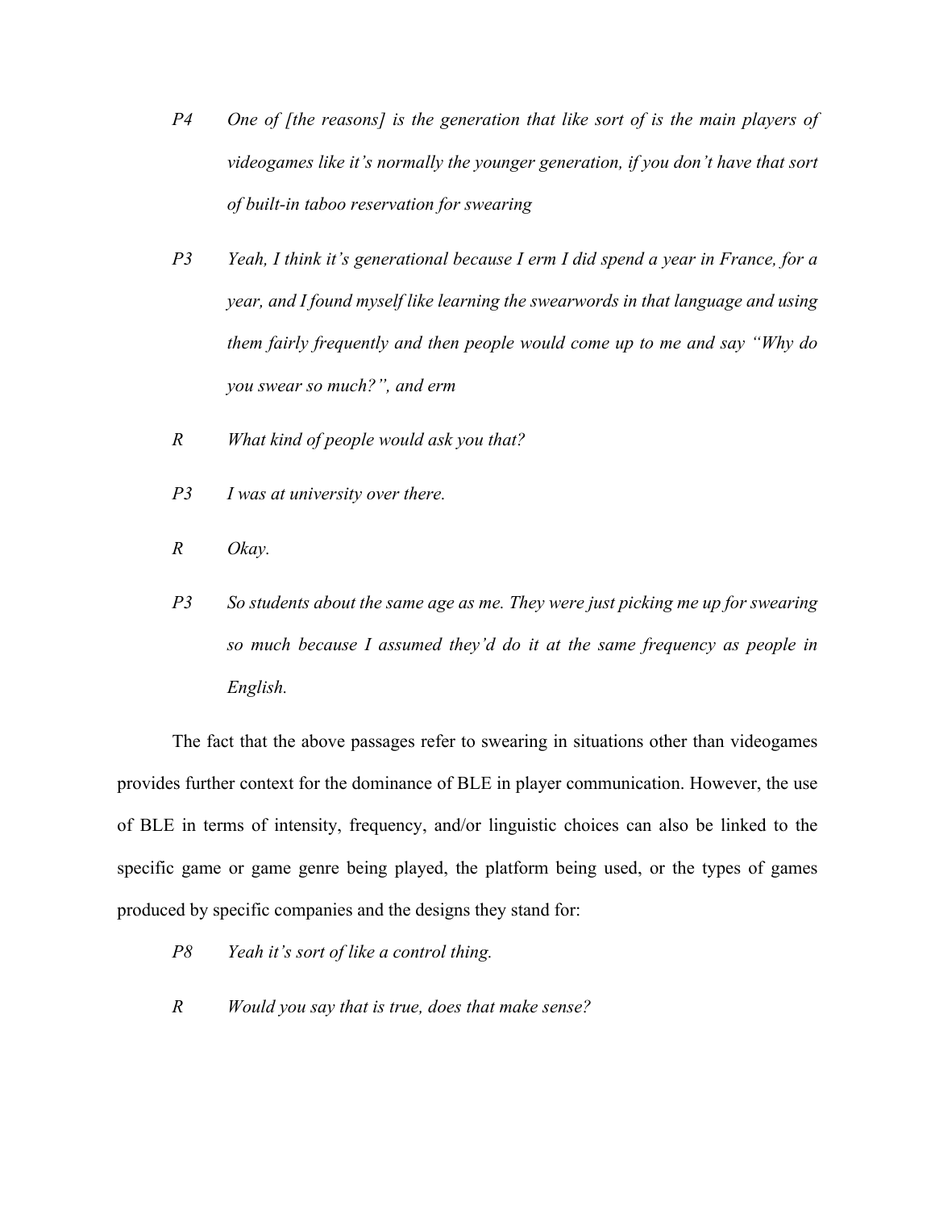*P4 One of [the reasons] is the generation that like sort of is the main players of videogames like it's normally the younger generation, if you don't have that sort of built-in taboo reservation for swearing*

*P3 Yeah, I think it's generational because I erm I did spend a year in France, for a year, and I found myself like learning the swearwords in that language and using them fairly frequently and then people would come up to me and say "Why do you swear so much?", and erm*

*R What kind of people would ask you that?*

*P3 I was at university over there.*

*R Okay.*

*P3 So students about the same age as me. They were just picking me up for swearing so much because I assumed they'd do it at the same frequency as people in English.*

The fact that the above passages refer to swearing in situations other than videogames provides further context for the dominance of BLE in player communication. However, the use of BLE in terms of intensity, frequency, and/or linguistic choices can also be linked to the specific game or game genre being played, the platform being used, or the types of games produced by specific companies and the designs they stand for:

*P8 Yeah it's sort of like a control thing.*

*R Would you say that is true, does that make sense?*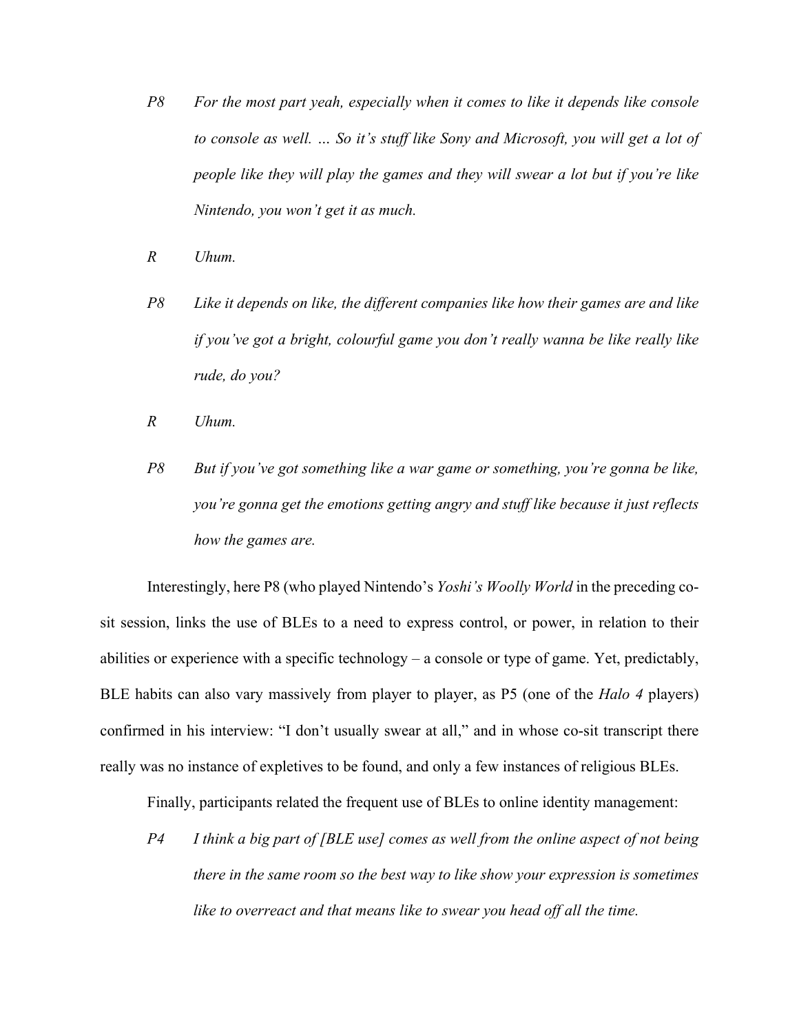*P8 For the most part yeah, especially when it comes to like it depends like console to console as well. … So it's stuff like Sony and Microsoft, you will get a lot of people like they will play the games and they will swear a lot but if you're like Nintendo, you won't get it as much.*

*R Uhum.*

*P8 Like it depends on like, the different companies like how their games are and like if you've got a bright, colourful game you don't really wanna be like really like rude, do you?*

*R Uhum.*

*P8 But if you've got something like a war game or something, you're gonna be like, you're gonna get the emotions getting angry and stuff like because it just reflects how the games are.*

Interestingly, here P8 (who played Nintendo's *Yoshi's Woolly World* in the preceding co-sit session, links the use of BLEs to a need to express control, or power, in relation to their abilities or experience with a specific technology – a console or type of game. Yet, predictably, BLE habits can also vary massively from player to player, as P5 (one of the *Halo 4* players) confirmed in his interview: "I don't usually swear at all," and in whose co-sit transcript there really was no instance of expletives to be found, and only a few instances of religious BLEs.

Finally, participants related the frequent use of BLEs to online identity management:

*P4 I think a big part of [BLE use] comes as well from the online aspect of not being there in the same room so the best way to like show your expression is sometimes like to overreact and that means like to swear you head off all the time.*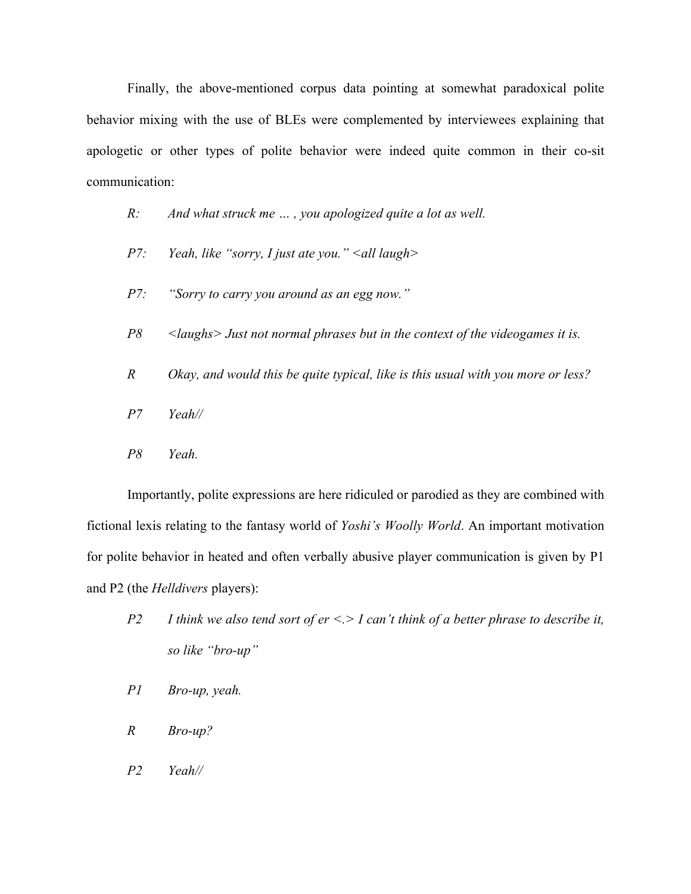Finally, the above-mentioned corpus data pointing at somewhat paradoxical polite behavior mixing with the use of BLEs were complemented by interviewees explaining that apologetic or other types of polite behavior were indeed quite common in their co-sit communication:

*R:* *And what struck me … , you apologized quite a lot as well.*

*P7:* *Yeah, like "sorry, I just ate you." <all laugh>*

*P7:* *"Sorry to carry you around as an egg now."*

*P8* *<laughs> Just not normal phrases but in the context of the videogames it is.*

*R* *Okay, and would this be quite typical, like is this usual with you more or less?*

*P7* *Yeah//*

*P8* *Yeah.*

Importantly, polite expressions are here ridiculed or parodied as they are combined with fictional lexis relating to the fantasy world of *Yoshi's Woolly World*. An important motivation for polite behavior in heated and often verbally abusive player communication is given by P1 and P2 (the *Helldivers* players):

*P2* *I think we also tend sort of er <.> I can't think of a better phrase to describe it, so like "bro-up"*

*P1* *Bro-up, yeah.*

*R* *Bro-up?*

*P2* *Yeah//*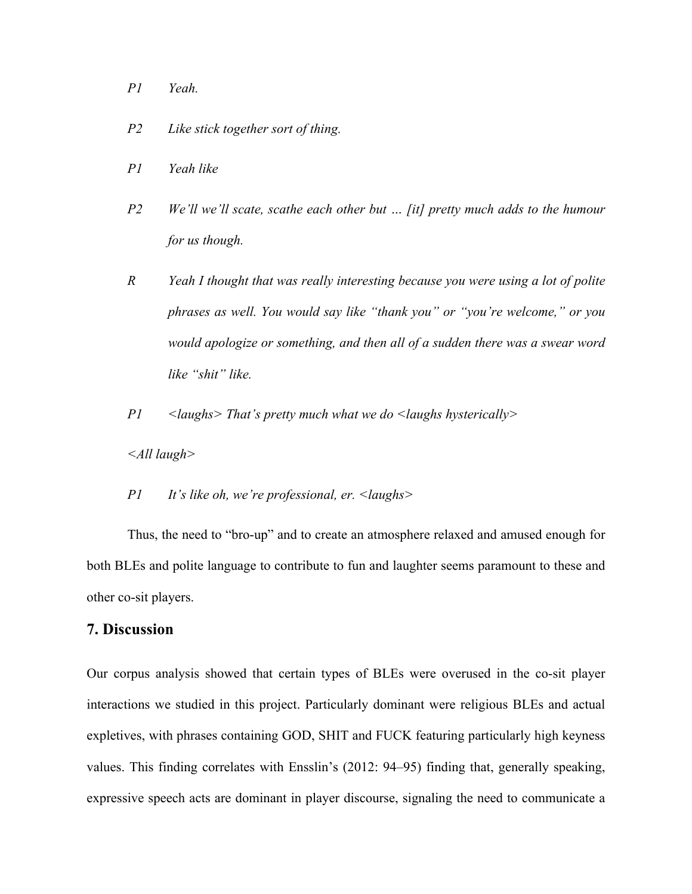*P1 Yeah.*

*P2 Like stick together sort of thing.*

*P1 Yeah like*

*P2 We'll we'll scate, scathe each other but … [it] pretty much adds to the humour for us though.*

*R Yeah I thought that was really interesting because you were using a lot of polite phrases as well. You would say like "thank you" or "you're welcome," or you would apologize or something, and then all of a sudden there was a swear word like "shit" like.*

*P1 <laughs> That's pretty much what we do <laughs hysterically>*

*<All laugh>*

*P1 It's like oh, we're professional, er. <laughs>*

Thus, the need to "bro-up" and to create an atmosphere relaxed and amused enough for both BLEs and polite language to contribute to fun and laughter seems paramount to these and other co-sit players.

## 7. Discussion

Our corpus analysis showed that certain types of BLEs were overused in the co-sit player interactions we studied in this project. Particularly dominant were religious BLEs and actual expletives, with phrases containing GOD, SHIT and FUCK featuring particularly high keyness values. This finding correlates with Ensslin's (2012: 94–95) finding that, generally speaking, expressive speech acts are dominant in player discourse, signaling the need to communicate a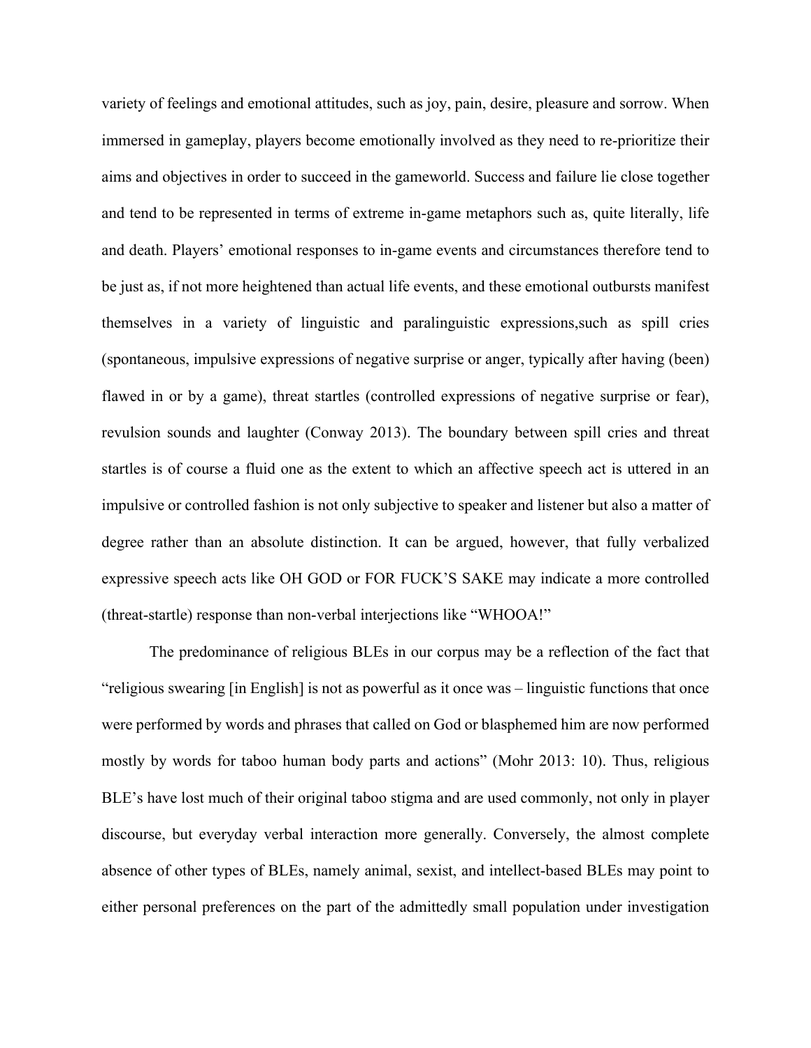variety of feelings and emotional attitudes, such as joy, pain, desire, pleasure and sorrow. When immersed in gameplay, players become emotionally involved as they need to re-prioritize their aims and objectives in order to succeed in the gameworld. Success and failure lie close together and tend to be represented in terms of extreme in-game metaphors such as, quite literally, life and death. Players' emotional responses to in-game events and circumstances therefore tend to be just as, if not more heightened than actual life events, and these emotional outbursts manifest themselves in a variety of linguistic and paralinguistic expressions,such as spill cries (spontaneous, impulsive expressions of negative surprise or anger, typically after having (been) flawed in or by a game), threat startles (controlled expressions of negative surprise or fear), revulsion sounds and laughter (Conway 2013). The boundary between spill cries and threat startles is of course a fluid one as the extent to which an affective speech act is uttered in an impulsive or controlled fashion is not only subjective to speaker and listener but also a matter of degree rather than an absolute distinction. It can be argued, however, that fully verbalized expressive speech acts like OH GOD or FOR FUCK'S SAKE may indicate a more controlled (threat-startle) response than non-verbal interjections like "WHOOA!"

The predominance of religious BLEs in our corpus may be a reflection of the fact that "religious swearing [in English] is not as powerful as it once was – linguistic functions that once were performed by words and phrases that called on God or blasphemed him are now performed mostly by words for taboo human body parts and actions" (Mohr 2013: 10). Thus, religious BLE's have lost much of their original taboo stigma and are used commonly, not only in player discourse, but everyday verbal interaction more generally. Conversely, the almost complete absence of other types of BLEs, namely animal, sexist, and intellect-based BLEs may point to either personal preferences on the part of the admittedly small population under investigation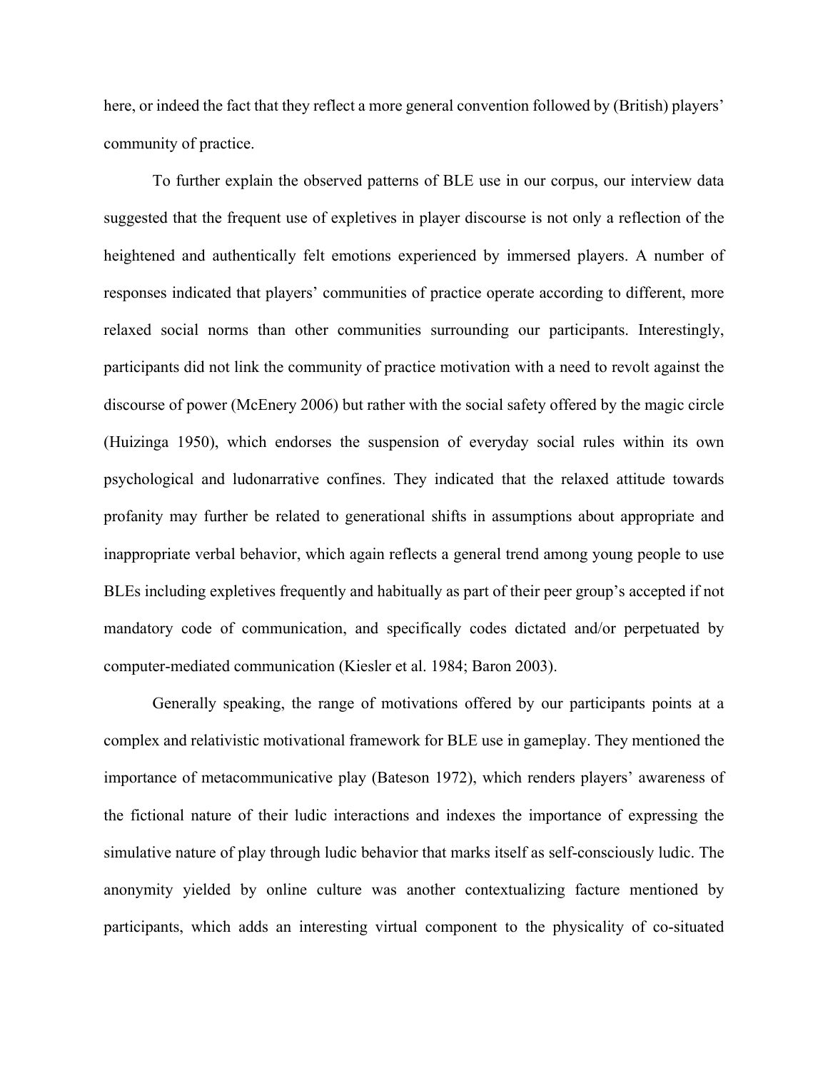here, or indeed the fact that they reflect a more general convention followed by (British) players' community of practice.

To further explain the observed patterns of BLE use in our corpus, our interview data suggested that the frequent use of expletives in player discourse is not only a reflection of the heightened and authentically felt emotions experienced by immersed players. A number of responses indicated that players' communities of practice operate according to different, more relaxed social norms than other communities surrounding our participants. Interestingly, participants did not link the community of practice motivation with a need to revolt against the discourse of power (McEnery 2006) but rather with the social safety offered by the magic circle (Huizinga 1950), which endorses the suspension of everyday social rules within its own psychological and ludonarrative confines. They indicated that the relaxed attitude towards profanity may further be related to generational shifts in assumptions about appropriate and inappropriate verbal behavior, which again reflects a general trend among young people to use BLEs including expletives frequently and habitually as part of their peer group's accepted if not mandatory code of communication, and specifically codes dictated and/or perpetuated by computer-mediated communication (Kiesler et al. 1984; Baron 2003).

Generally speaking, the range of motivations offered by our participants points at a complex and relativistic motivational framework for BLE use in gameplay. They mentioned the importance of metacommunicative play (Bateson 1972), which renders players' awareness of the fictional nature of their ludic interactions and indexes the importance of expressing the simulative nature of play through ludic behavior that marks itself as self-consciously ludic. The anonymity yielded by online culture was another contextualizing facture mentioned by participants, which adds an interesting virtual component to the physicality of co-situated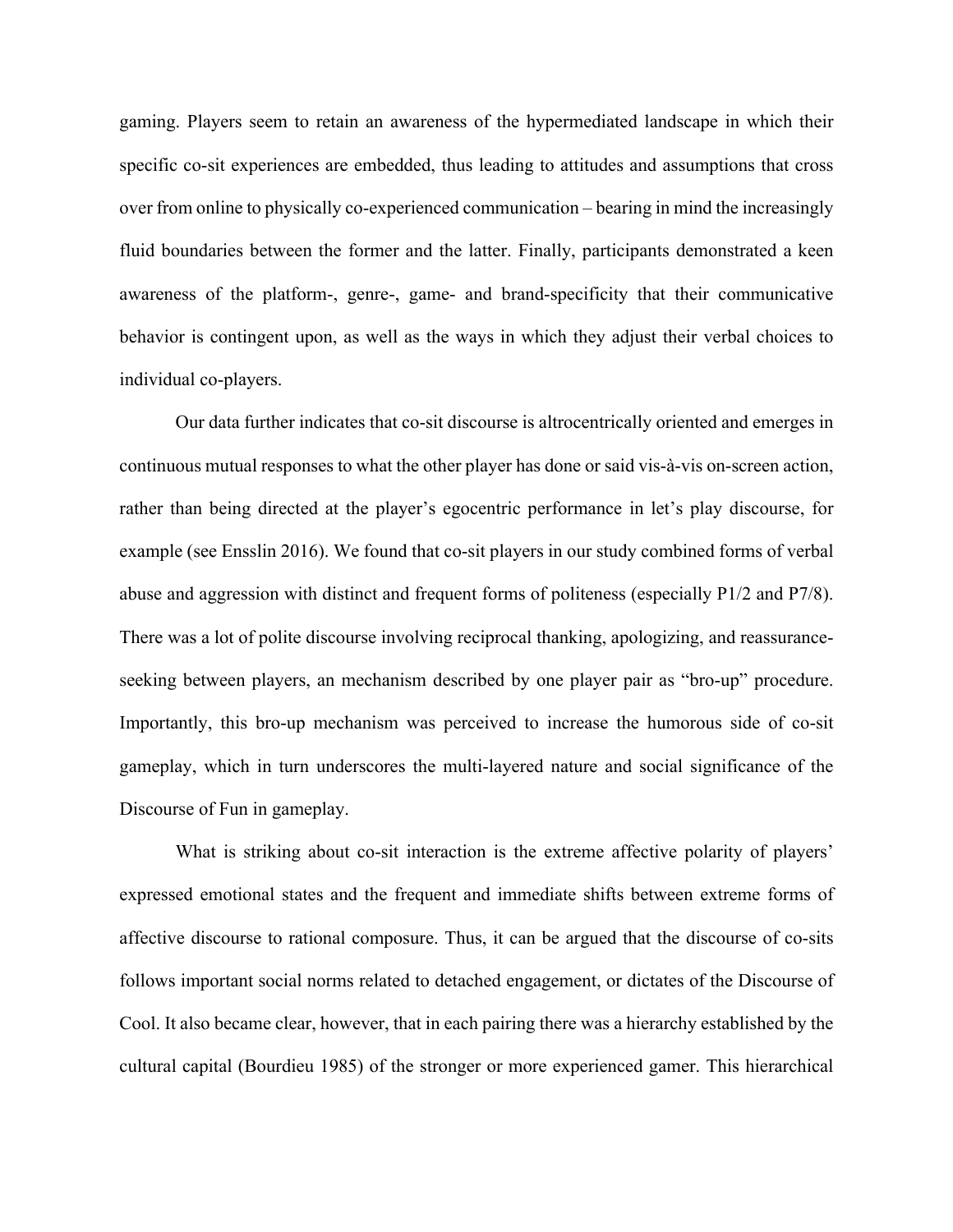gaming. Players seem to retain an awareness of the hypermediated landscape in which their specific co-sit experiences are embedded, thus leading to attitudes and assumptions that cross over from online to physically co-experienced communication – bearing in mind the increasingly fluid boundaries between the former and the latter. Finally, participants demonstrated a keen awareness of the platform-, genre-, game- and brand-specificity that their communicative behavior is contingent upon, as well as the ways in which they adjust their verbal choices to individual co-players.

Our data further indicates that co-sit discourse is altrocentrically oriented and emerges in continuous mutual responses to what the other player has done or said vis-à-vis on-screen action, rather than being directed at the player's egocentric performance in let's play discourse, for example (see Ensslin 2016). We found that co-sit players in our study combined forms of verbal abuse and aggression with distinct and frequent forms of politeness (especially P1/2 and P7/8). There was a lot of polite discourse involving reciprocal thanking, apologizing, and reassurance-seeking between players, an mechanism described by one player pair as "bro-up" procedure. Importantly, this bro-up mechanism was perceived to increase the humorous side of co-sit gameplay, which in turn underscores the multi-layered nature and social significance of the Discourse of Fun in gameplay.

What is striking about co-sit interaction is the extreme affective polarity of players' expressed emotional states and the frequent and immediate shifts between extreme forms of affective discourse to rational composure. Thus, it can be argued that the discourse of co-sits follows important social norms related to detached engagement, or dictates of the Discourse of Cool. It also became clear, however, that in each pairing there was a hierarchy established by the cultural capital (Bourdieu 1985) of the stronger or more experienced gamer. This hierarchical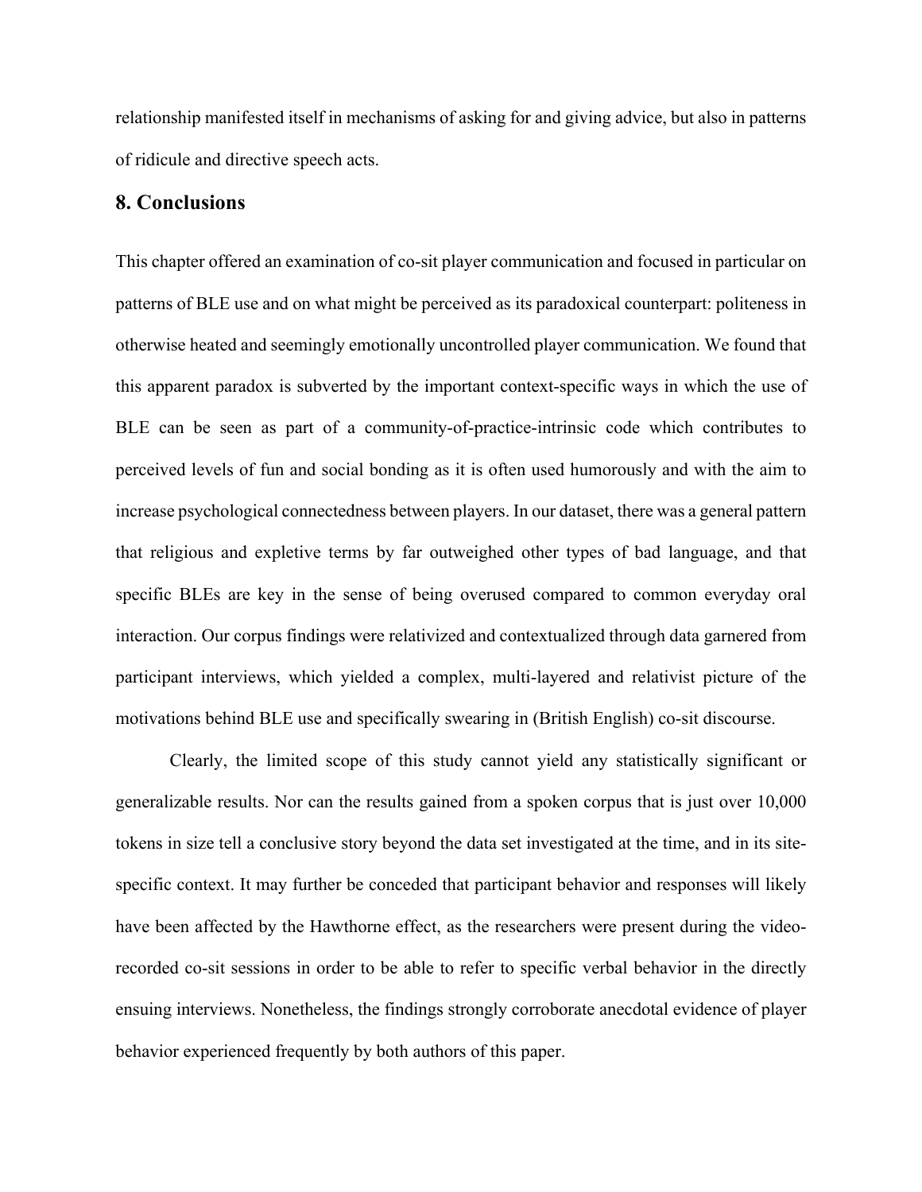relationship manifested itself in mechanisms of asking for and giving advice, but also in patterns of ridicule and directive speech acts.

## 8. Conclusions

This chapter offered an examination of co-sit player communication and focused in particular on patterns of BLE use and on what might be perceived as its paradoxical counterpart: politeness in otherwise heated and seemingly emotionally uncontrolled player communication. We found that this apparent paradox is subverted by the important context-specific ways in which the use of BLE can be seen as part of a community-of-practice-intrinsic code which contributes to perceived levels of fun and social bonding as it is often used humorously and with the aim to increase psychological connectedness between players. In our dataset, there was a general pattern that religious and expletive terms by far outweighed other types of bad language, and that specific BLEs are key in the sense of being overused compared to common everyday oral interaction. Our corpus findings were relativized and contextualized through data garnered from participant interviews, which yielded a complex, multi-layered and relativist picture of the motivations behind BLE use and specifically swearing in (British English) co-sit discourse.

Clearly, the limited scope of this study cannot yield any statistically significant or generalizable results. Nor can the results gained from a spoken corpus that is just over 10,000 tokens in size tell a conclusive story beyond the data set investigated at the time, and in its site-specific context. It may further be conceded that participant behavior and responses will likely have been affected by the Hawthorne effect, as the researchers were present during the video-recorded co-sit sessions in order to be able to refer to specific verbal behavior in the directly ensuing interviews. Nonetheless, the findings strongly corroborate anecdotal evidence of player behavior experienced frequently by both authors of this paper.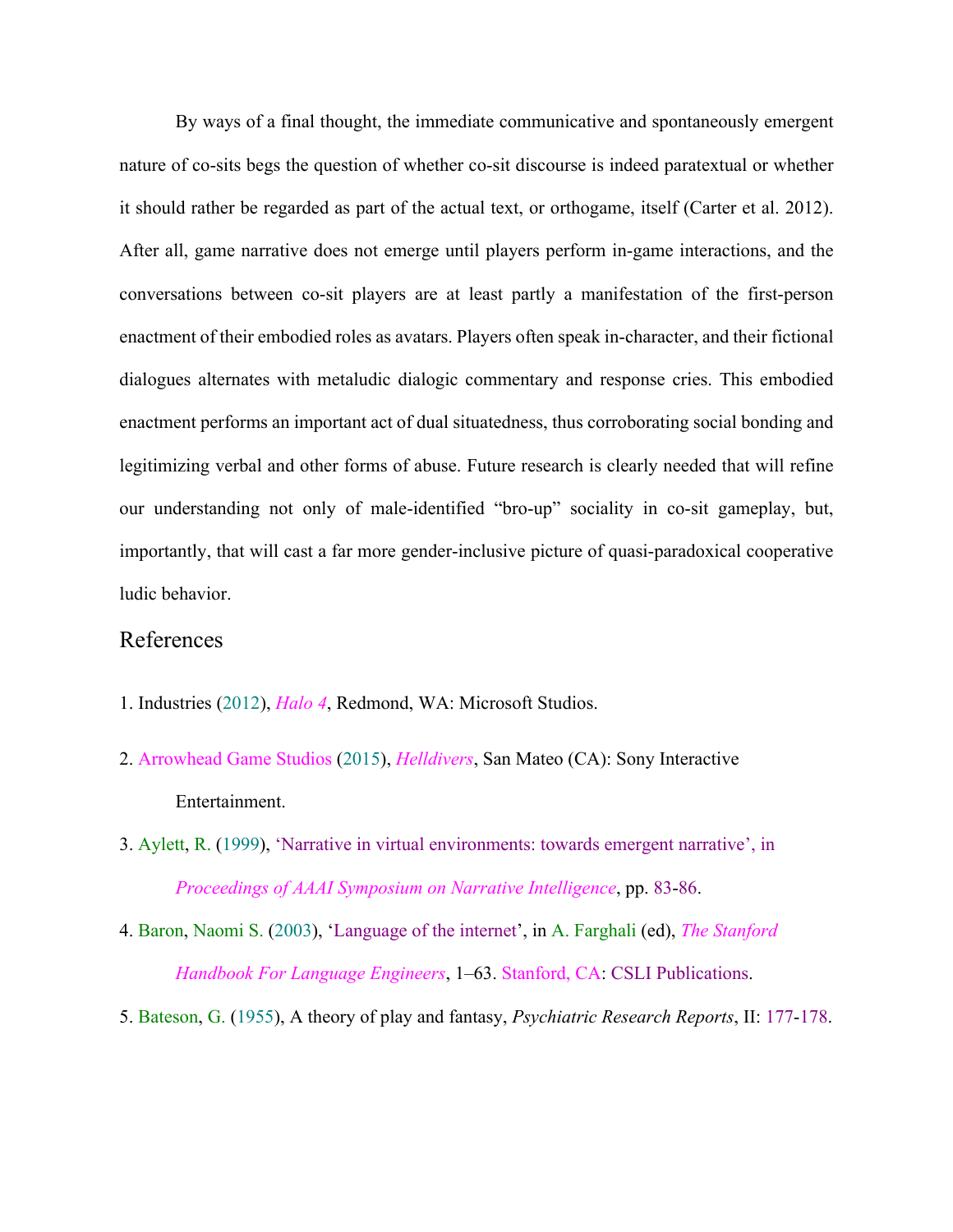By ways of a final thought, the immediate communicative and spontaneously emergent nature of co-sits begs the question of whether co-sit discourse is indeed paratextual or whether it should rather be regarded as part of the actual text, or orthogame, itself (Carter et al. 2012). After all, game narrative does not emerge until players perform in-game interactions, and the conversations between co-sit players are at least partly a manifestation of the first-person enactment of their embodied roles as avatars. Players often speak in-character, and their fictional dialogues alternates with metaludic dialogic commentary and response cries. This embodied enactment performs an important act of dual situatedness, thus corroborating social bonding and legitimizing verbal and other forms of abuse. Future research is clearly needed that will refine our understanding not only of male-identified "bro-up" sociality in co-sit gameplay, but, importantly, that will cast a far more gender-inclusive picture of quasi-paradoxical cooperative ludic behavior.

## References

1. Industries (2012), *Halo 4*, Redmond, WA: Microsoft Studios.

2. Arrowhead Game Studios (2015), *Helldivers*, San Mateo (CA): Sony Interactive Entertainment.

3. Aylett, R. (1999), 'Narrative in virtual environments: towards emergent narrative', in *Proceedings of AAAI Symposium on Narrative Intelligence*, pp. 83-86.

4. Baron, Naomi S. (2003), 'Language of the internet', in A. Farghali (ed), *The Stanford Handbook For Language Engineers*, 1–63. Stanford, CA: CSLI Publications.

5. Bateson, G. (1955), A theory of play and fantasy, *Psychiatric Research Reports*, II: 177-178.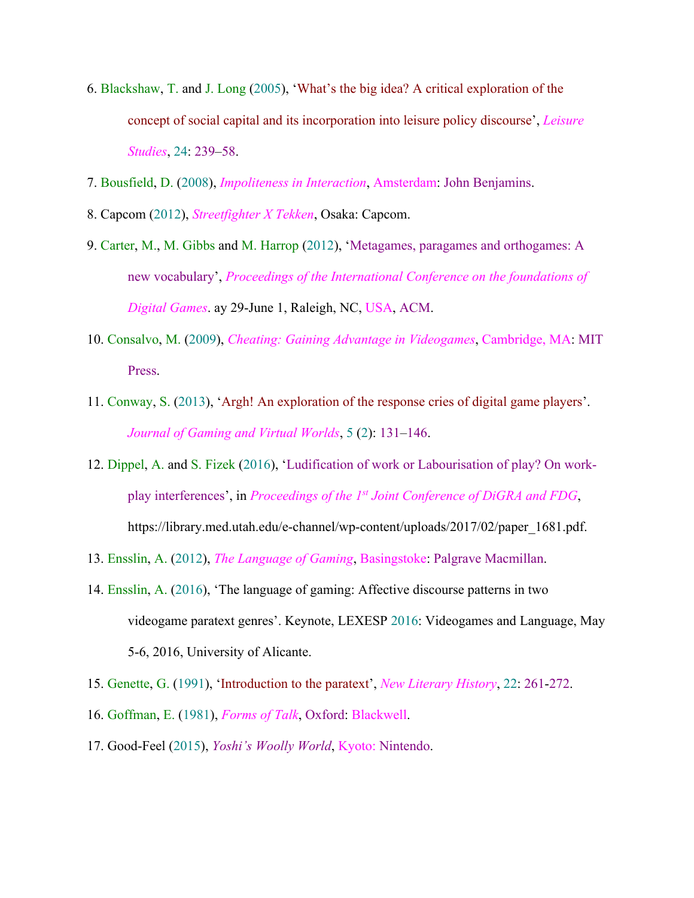6. Blackshaw, T. and J. Long (2005), 'What's the big idea? A critical exploration of the concept of social capital and its incorporation into leisure policy discourse', *Leisure Studies*, 24: 239–58.

7. Bousfield, D. (2008), *Impoliteness in Interaction*, Amsterdam: John Benjamins.

8. Capcom (2012), *Streetfighter X Tekken*, Osaka: Capcom.

9. Carter, M., M. Gibbs and M. Harrop (2012), 'Metagames, paragames and orthogames: A new vocabulary', *Proceedings of the International Conference on the foundations of Digital Games*. ay 29-June 1, Raleigh, NC, USA, ACM.

10. Consalvo, M. (2009), *Cheating: Gaining Advantage in Videogames*, Cambridge, MA: MIT Press.

11. Conway, S. (2013), 'Argh! An exploration of the response cries of digital game players'. *Journal of Gaming and Virtual Worlds*, 5 (2): 131–146.

12. Dippel, A. and S. Fizek (2016), 'Ludification of work or Labourisation of play? On work-play interferences', in *Proceedings of the 1st Joint Conference of DiGRA and FDG*, https://library.med.utah.edu/e-channel/wp-content/uploads/2017/02/paper_1681.pdf.

13. Ensslin, A. (2012), *The Language of Gaming*, Basingstoke: Palgrave Macmillan.

14. Ensslin, A. (2016), 'The language of gaming: Affective discourse patterns in two videogame paratext genres'. Keynote, LEXESP 2016: Videogames and Language, May 5-6, 2016, University of Alicante.

15. Genette, G. (1991), 'Introduction to the paratext', *New Literary History*, 22: 261-272.

16. Goffman, E. (1981), *Forms of Talk*, Oxford: Blackwell.

17. Good-Feel (2015), *Yoshi's Woolly World*, Kyoto: Nintendo.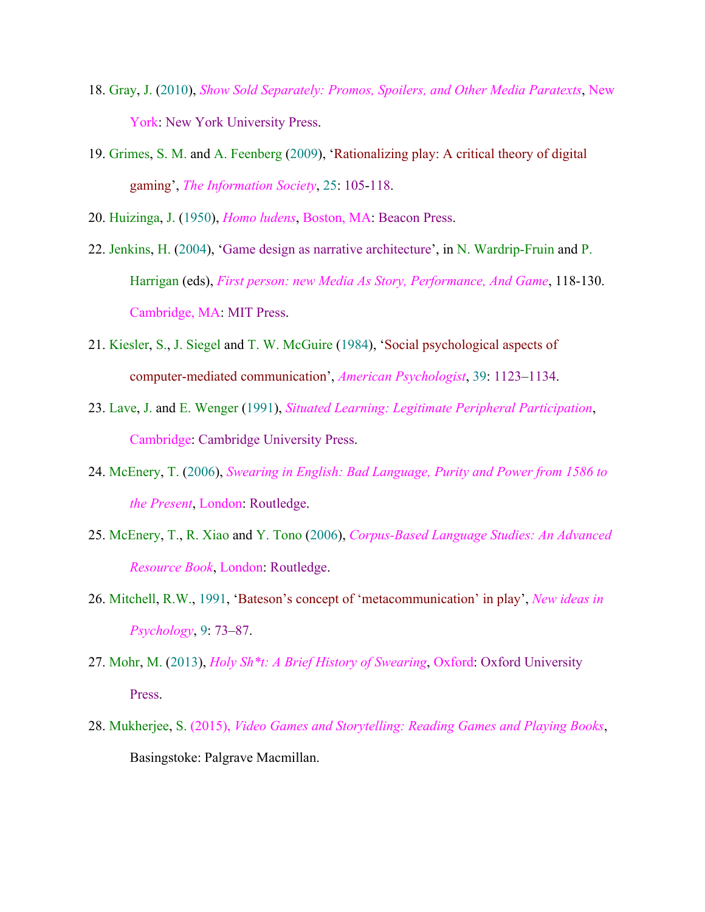18. Gray, J. (2010), *Show Sold Separately: Promos, Spoilers, and Other Media Paratexts*, New York: New York University Press.

19. Grimes, S. M. and A. Feenberg (2009), 'Rationalizing play: A critical theory of digital gaming', *The Information Society*, 25: 105-118.

20. Huizinga, J. (1950), *Homo ludens*, Boston, MA: Beacon Press.

22. Jenkins, H. (2004), 'Game design as narrative architecture', in N. Wardrip-Fruin and P. Harrigan (eds), *First person: new Media As Story, Performance, And Game*, 118-130. Cambridge, MA: MIT Press.

21. Kiesler, S., J. Siegel and T. W. McGuire (1984), 'Social psychological aspects of computer-mediated communication', *American Psychologist*, 39: 1123–1134.

23. Lave, J. and E. Wenger (1991), *Situated Learning: Legitimate Peripheral Participation*, Cambridge: Cambridge University Press.

24. McEnery, T. (2006), *Swearing in English: Bad Language, Purity and Power from 1586 to the Present*, London: Routledge.

25. McEnery, T., R. Xiao and Y. Tono (2006), *Corpus-Based Language Studies: An Advanced Resource Book*, London: Routledge.

26. Mitchell, R.W., 1991, 'Bateson's concept of 'metacommunication' in play', *New ideas in Psychology*, 9: 73–87.

27. Mohr, M. (2013), *Holy Sh*t: A Brief History of Swearing*, Oxford: Oxford University Press.

28. Mukherjee, S. (2015), *Video Games and Storytelling: Reading Games and Playing Books*, Basingstoke: Palgrave Macmillan.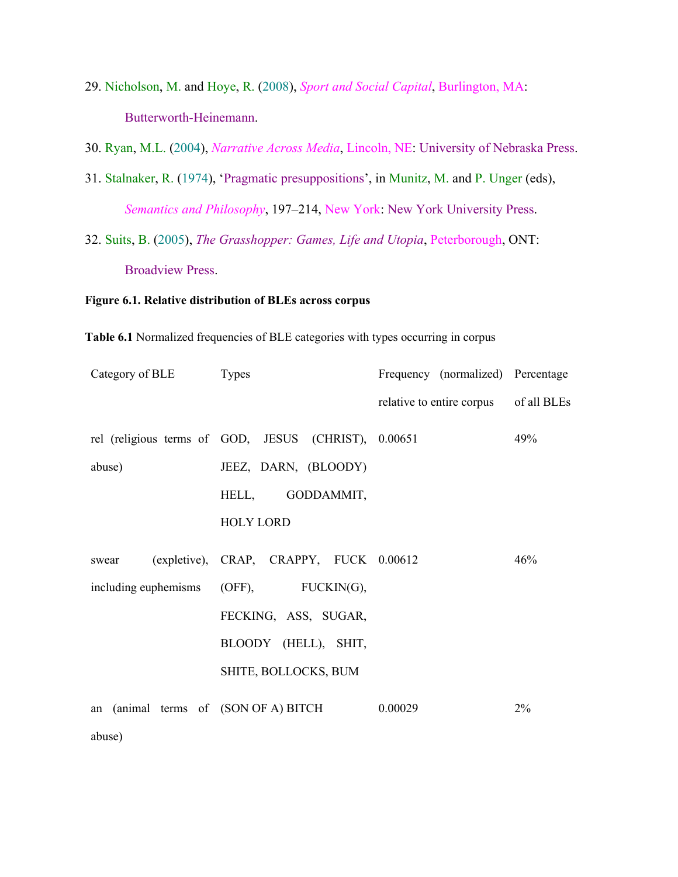29. Nicholson, M. and Hoye, R. (2008), *Sport and Social Capital*, Burlington, MA: Butterworth-Heinemann.

30. Ryan, M.L. (2004), *Narrative Across Media*, Lincoln, NE: University of Nebraska Press.

31. Stalnaker, R. (1974), 'Pragmatic presuppositions', in Munitz, M. and P. Unger (eds), *Semantics and Philosophy*, 197–214, New York: New York University Press.

32. Suits, B. (2005), *The Grasshopper: Games, Life and Utopia*, Peterborough, ONT: Broadview Press.

**Figure 6.1. Relative distribution of BLEs across corpus**

**Table 6.1** Normalized frequencies of BLE categories with types occurring in corpus

| Category of BLE | Types | Frequency (normalized) relative to entire corpus | Percentage of all BLEs |
|---|---|---|---|
| rel (religious terms of abuse) | GOD, JESUS (CHRIST), JEEZ, DARN, (BLOODY) HELL, GODDAMMIT, HOLY LORD | 0.00651 | 49% |
| swear (expletive), including euphemisms | CRAP, CRAPPY, FUCK (OFF), FUCKIN(G), FECKING, ASS, SUGAR, BLOODY (HELL), SHIT, SHITE, BOLLOCKS, BUM | 0.00612 | 46% |
| an (animal terms of abuse) | (SON OF A) BITCH | 0.00029 | 2% |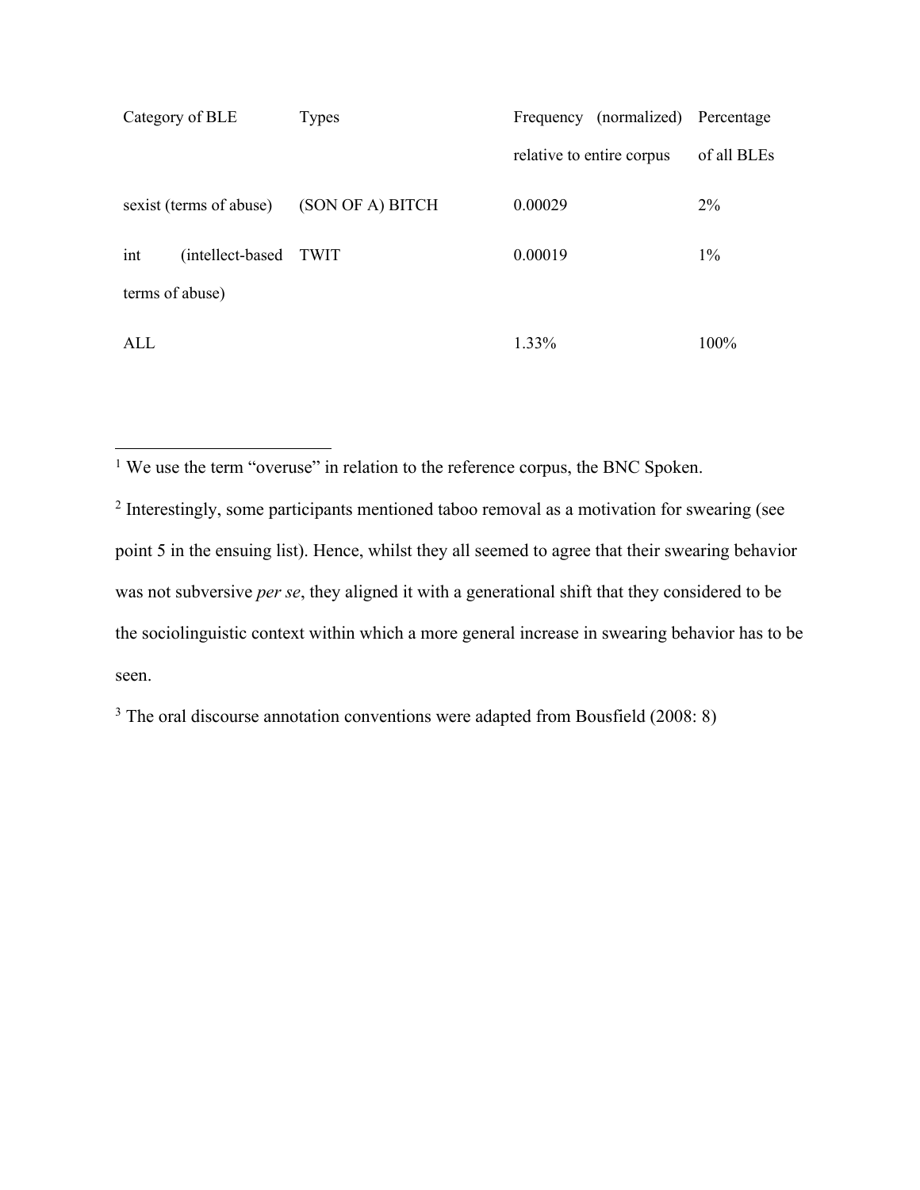| Category of BLE | Types | Frequency (normalized) relative to entire corpus | Percentage of all BLEs |
|---|---|---|---|
| sexist (terms of abuse) | (SON OF A) BITCH | 0.00029 | 2% |
| int (intellect-based terms of abuse) | TWIT | 0.00019 | 1% |
| ALL | | 1.33% | 100% |

[1] We use the term "overuse" in relation to the reference corpus, the BNC Spoken.

[2] Interestingly, some participants mentioned taboo removal as a motivation for swearing (see point 5 in the ensuing list). Hence, whilst they all seemed to agree that their swearing behavior was not subversive *per se*, they aligned it with a generational shift that they considered to be the sociolinguistic context within which a more general increase in swearing behavior has to be seen.

[3] The oral discourse annotation conventions were adapted from Bousfield (2008: 8)